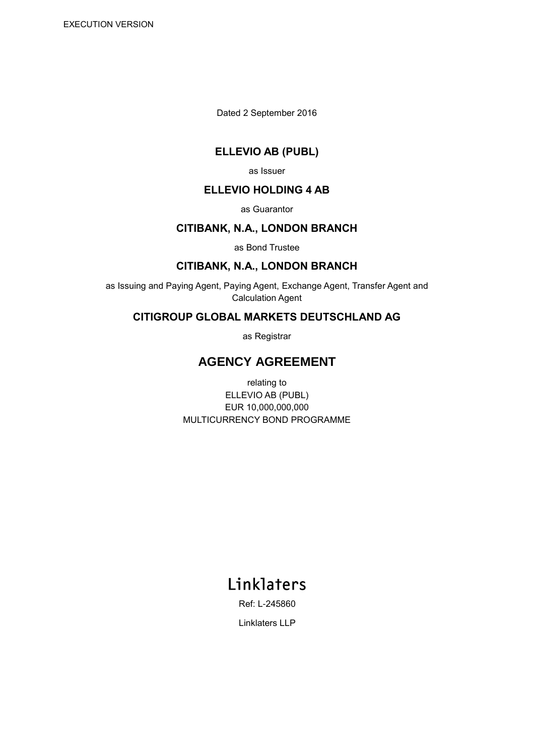EXECUTION VERSION

Dated 2 September 2016

**ELLEVIO AB (PUBL)**

as Issuer

**ELLEVIO HOLDING 4 AB**

as Guarantor

**CITIBANK, N.A., LONDON BRANCH**

as Bond Trustee

**CITIBANK, N.A., LONDON BRANCH**

as Issuing and Paying Agent, Paying Agent, Exchange Agent, Transfer Agent and Calculation Agent

**CITIGROUP GLOBAL MARKETS DEUTSCHLAND AG**

as Registrar

# AGENCY AGREEMENT

relating to
ELLEVIO AB (PUBL)
EUR 10,000,000,000
MULTICURRENCY BOND PROGRAMME

Linklaters

Ref: L-245860

Linklaters LLP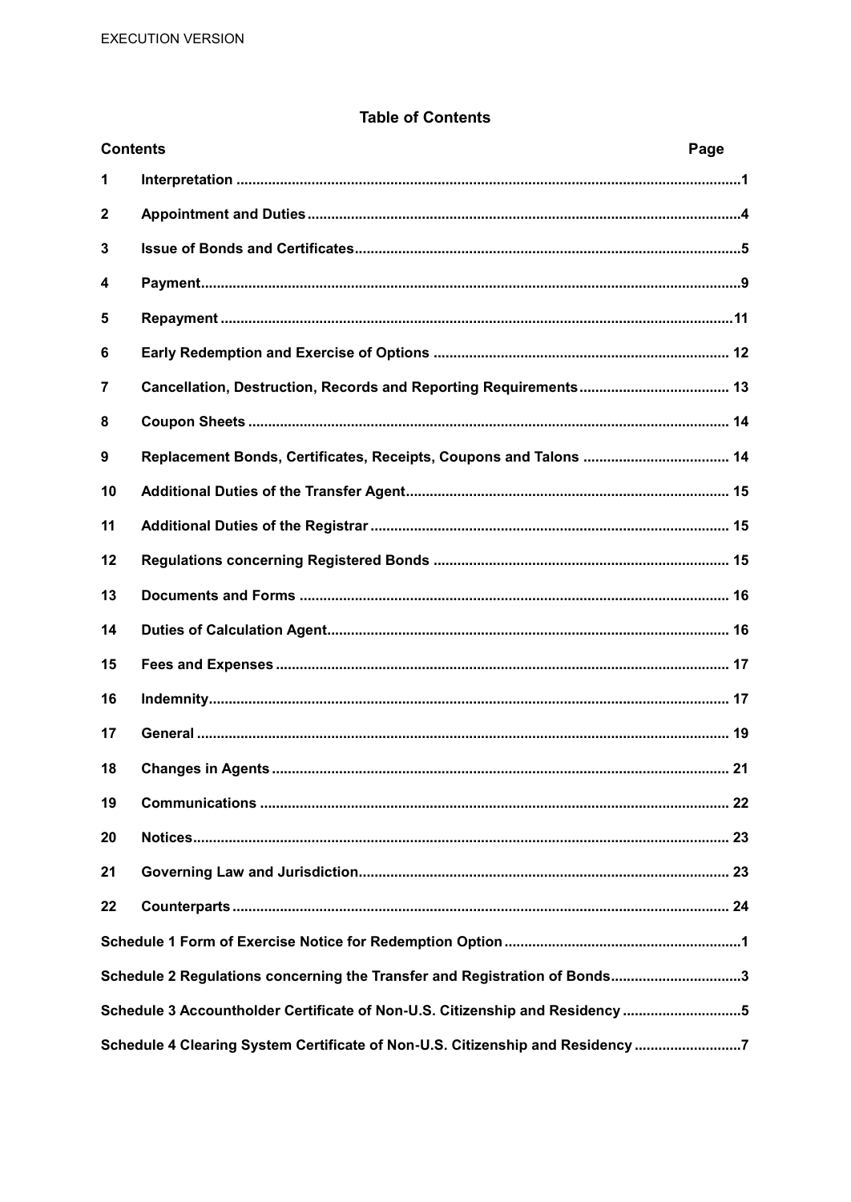EXECUTION VERSION

# Table of Contents

| Contents | | Page |
|---|---|---|
| 1 | Interpretation | 1 |
| 2 | Appointment and Duties | 4 |
| 3 | Issue of Bonds and Certificates | 5 |
| 4 | Payment | 9 |
| 5 | Repayment | 11 |
| 6 | Early Redemption and Exercise of Options | 12 |
| 7 | Cancellation, Destruction, Records and Reporting Requirements | 13 |
| 8 | Coupon Sheets | 14 |
| 9 | Replacement Bonds, Certificates, Receipts, Coupons and Talons | 14 |
| 10 | Additional Duties of the Transfer Agent | 15 |
| 11 | Additional Duties of the Registrar | 15 |
| 12 | Regulations concerning Registered Bonds | 15 |
| 13 | Documents and Forms | 16 |
| 14 | Duties of Calculation Agent | 16 |
| 15 | Fees and Expenses | 17 |
| 16 | Indemnity | 17 |
| 17 | General | 19 |
| 18 | Changes in Agents | 21 |
| 19 | Communications | 22 |
| 20 | Notices | 23 |
| 21 | Governing Law and Jurisdiction | 23 |
| 22 | Counterparts | 24 |
| Schedule 1 Form of Exercise Notice for Redemption Option | | 1 |
| Schedule 2 Regulations concerning the Transfer and Registration of Bonds | | 3 |
| Schedule 3 Accountholder Certificate of Non-U.S. Citizenship and Residency | | 5 |
| Schedule 4 Clearing System Certificate of Non-U.S. Citizenship and Residency | | 7 |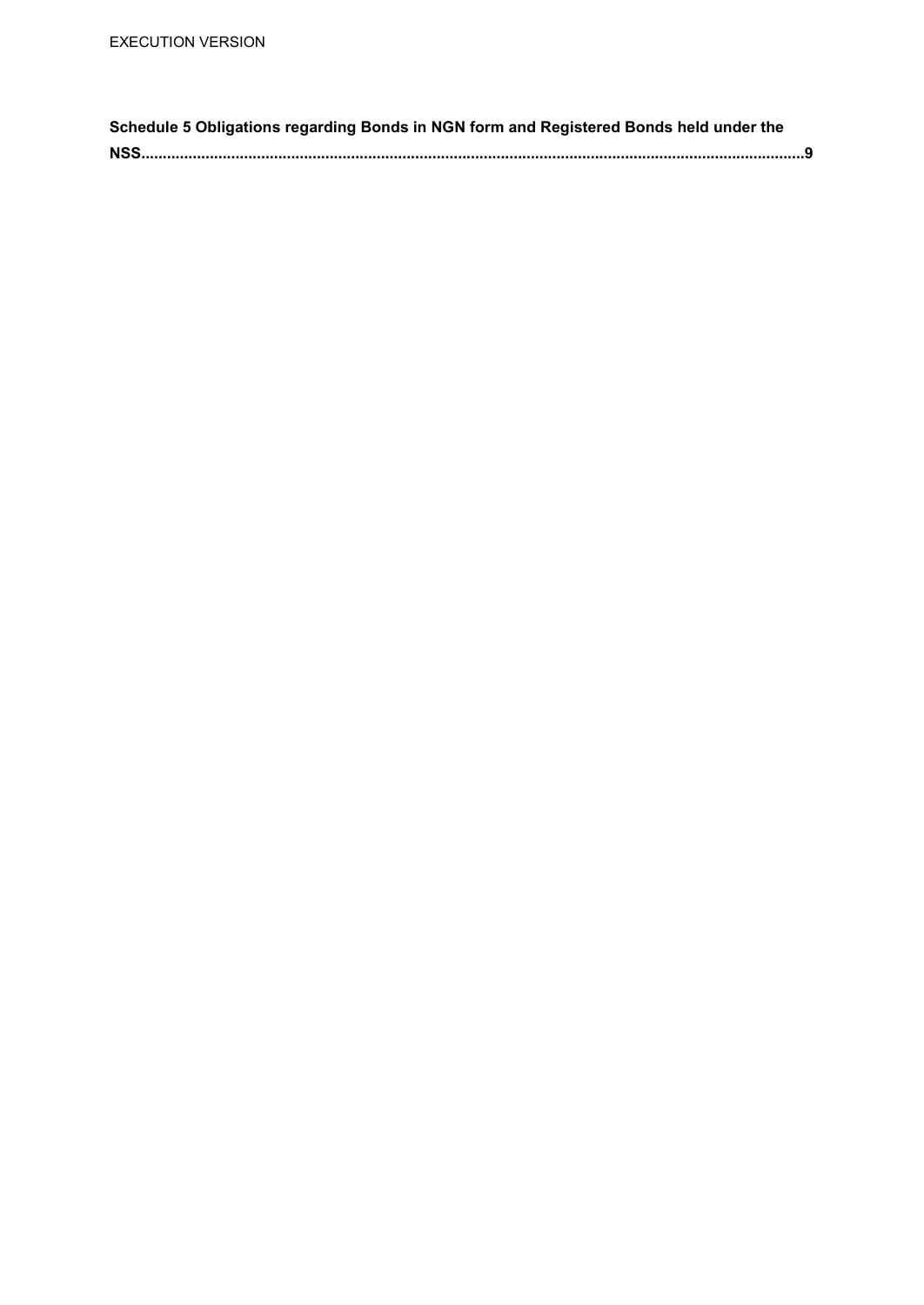**Schedule 5 Obligations regarding Bonds in NGN form and Registered Bonds held under the NSS..........................................................................................................................................9**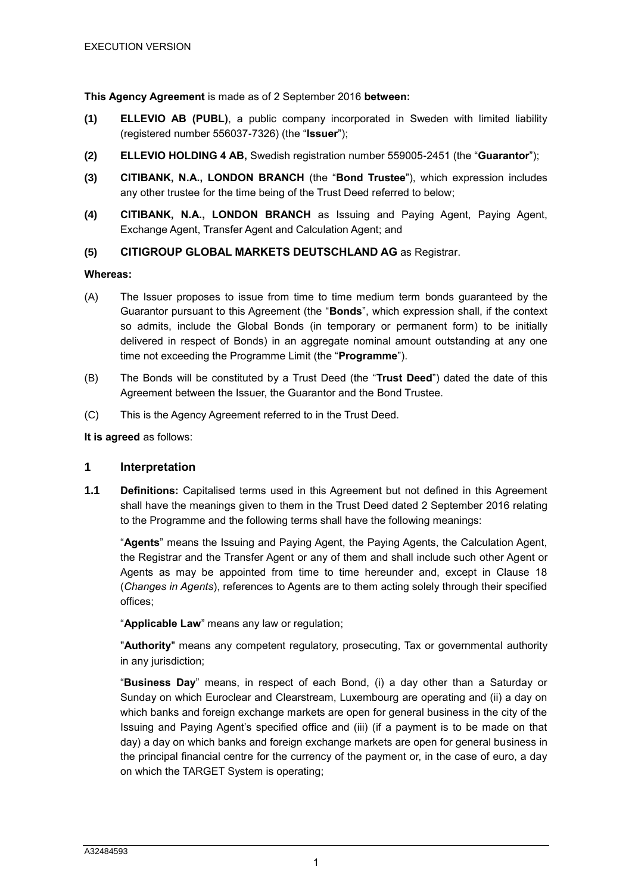EXECUTION VERSION

**This Agency Agreement** is made as of 2 September 2016 **between:**

**(1)** **ELLEVIO AB (PUBL)**, a public company incorporated in Sweden with limited liability (registered number 556037-7326) (the "**Issuer**");

**(2)** **ELLEVIO HOLDING 4 AB,** Swedish registration number 559005-2451 (the "**Guarantor**");

**(3)** **CITIBANK, N.A., LONDON BRANCH** (the "**Bond Trustee**"), which expression includes any other trustee for the time being of the Trust Deed referred to below;

**(4)** **CITIBANK, N.A., LONDON BRANCH** as Issuing and Paying Agent, Paying Agent, Exchange Agent, Transfer Agent and Calculation Agent; and

**(5)** **CITIGROUP GLOBAL MARKETS DEUTSCHLAND AG** as Registrar.

**Whereas:**

(A) The Issuer proposes to issue from time to time medium term bonds guaranteed by the Guarantor pursuant to this Agreement (the "**Bonds**", which expression shall, if the context so admits, include the Global Bonds (in temporary or permanent form) to be initially delivered in respect of Bonds) in an aggregate nominal amount outstanding at any one time not exceeding the Programme Limit (the "**Programme**").

(B) The Bonds will be constituted by a Trust Deed (the "**Trust Deed**") dated the date of this Agreement between the Issuer, the Guarantor and the Bond Trustee.

(C) This is the Agency Agreement referred to in the Trust Deed.

**It is agreed** as follows:

## 1 Interpretation

**1.1** **Definitions:** Capitalised terms used in this Agreement but not defined in this Agreement shall have the meanings given to them in the Trust Deed dated 2 September 2016 relating to the Programme and the following terms shall have the following meanings:

"**Agents**" means the Issuing and Paying Agent, the Paying Agents, the Calculation Agent, the Registrar and the Transfer Agent or any of them and shall include such other Agent or Agents as may be appointed from time to time hereunder and, except in Clause 18 (*Changes in Agents*), references to Agents are to them acting solely through their specified offices;

"**Applicable Law**" means any law or regulation;

"**Authority**" means any competent regulatory, prosecuting, Tax or governmental authority in any jurisdiction;

"**Business Day**" means, in respect of each Bond, (i) a day other than a Saturday or Sunday on which Euroclear and Clearstream, Luxembourg are operating and (ii) a day on which banks and foreign exchange markets are open for general business in the city of the Issuing and Paying Agent's specified office and (iii) (if a payment is to be made on that day) a day on which banks and foreign exchange markets are open for general business in the principal financial centre for the currency of the payment or, in the case of euro, a day on which the TARGET System is operating;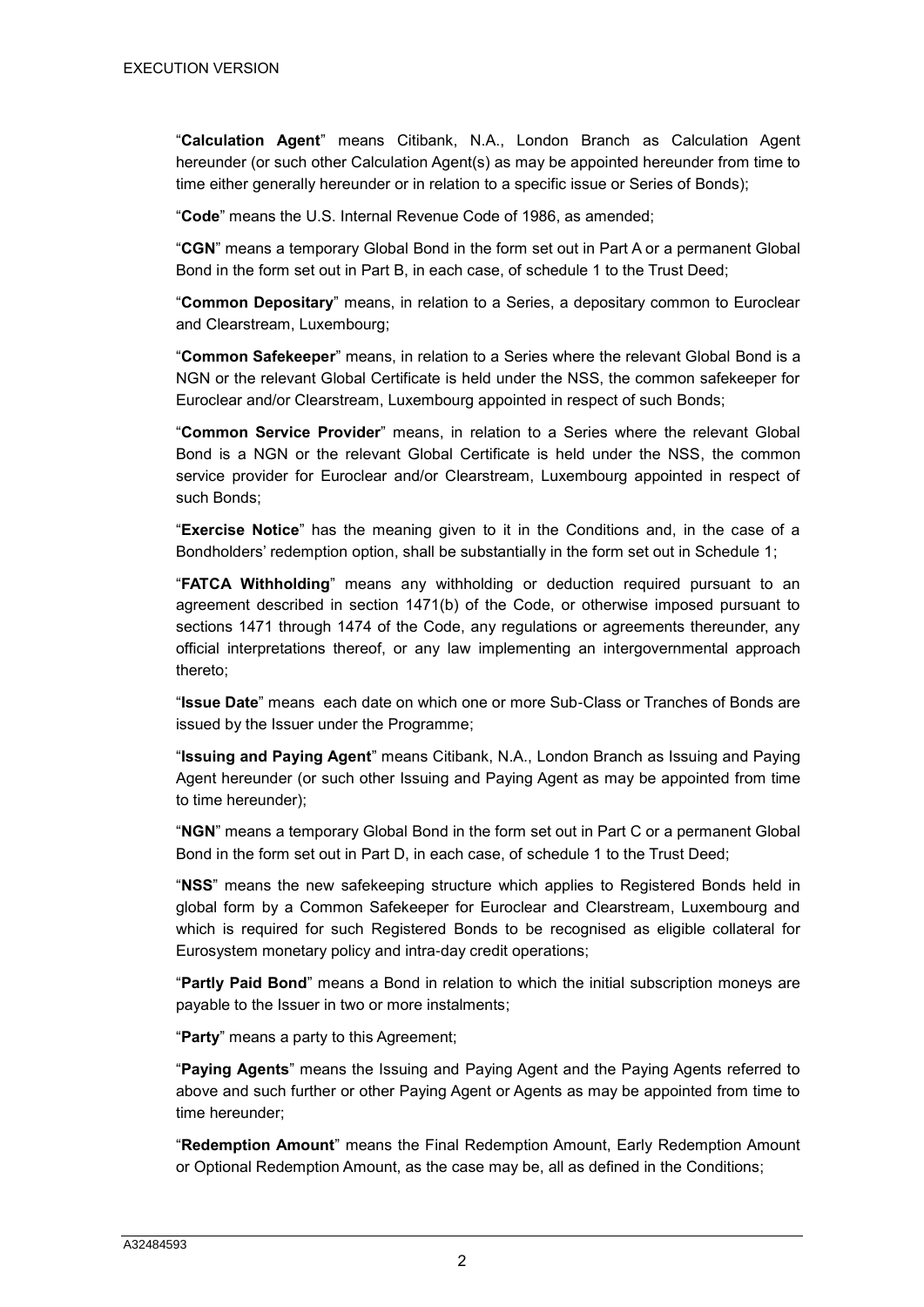"**Calculation Agent**" means Citibank, N.A., London Branch as Calculation Agent hereunder (or such other Calculation Agent(s) as may be appointed hereunder from time to time either generally hereunder or in relation to a specific issue or Series of Bonds);

"**Code**" means the U.S. Internal Revenue Code of 1986, as amended;

"**CGN**" means a temporary Global Bond in the form set out in Part A or a permanent Global Bond in the form set out in Part B, in each case, of schedule 1 to the Trust Deed;

"**Common Depositary**" means, in relation to a Series, a depositary common to Euroclear and Clearstream, Luxembourg;

"**Common Safekeeper**" means, in relation to a Series where the relevant Global Bond is a NGN or the relevant Global Certificate is held under the NSS, the common safekeeper for Euroclear and/or Clearstream, Luxembourg appointed in respect of such Bonds;

"**Common Service Provider**" means, in relation to a Series where the relevant Global Bond is a NGN or the relevant Global Certificate is held under the NSS, the common service provider for Euroclear and/or Clearstream, Luxembourg appointed in respect of such Bonds;

"**Exercise Notice**" has the meaning given to it in the Conditions and, in the case of a Bondholders' redemption option, shall be substantially in the form set out in Schedule 1;

"**FATCA Withholding**" means any withholding or deduction required pursuant to an agreement described in section 1471(b) of the Code, or otherwise imposed pursuant to sections 1471 through 1474 of the Code, any regulations or agreements thereunder, any official interpretations thereof, or any law implementing an intergovernmental approach thereto;

"**Issue Date**" means each date on which one or more Sub-Class or Tranches of Bonds are issued by the Issuer under the Programme;

"**Issuing and Paying Agent**" means Citibank, N.A., London Branch as Issuing and Paying Agent hereunder (or such other Issuing and Paying Agent as may be appointed from time to time hereunder);

"**NGN**" means a temporary Global Bond in the form set out in Part C or a permanent Global Bond in the form set out in Part D, in each case, of schedule 1 to the Trust Deed;

"**NSS**" means the new safekeeping structure which applies to Registered Bonds held in global form by a Common Safekeeper for Euroclear and Clearstream, Luxembourg and which is required for such Registered Bonds to be recognised as eligible collateral for Eurosystem monetary policy and intra-day credit operations;

"**Partly Paid Bond**" means a Bond in relation to which the initial subscription moneys are payable to the Issuer in two or more instalments;

"**Party**" means a party to this Agreement;

"**Paying Agents**" means the Issuing and Paying Agent and the Paying Agents referred to above and such further or other Paying Agent or Agents as may be appointed from time to time hereunder;

"**Redemption Amount**" means the Final Redemption Amount, Early Redemption Amount or Optional Redemption Amount, as the case may be, all as defined in the Conditions;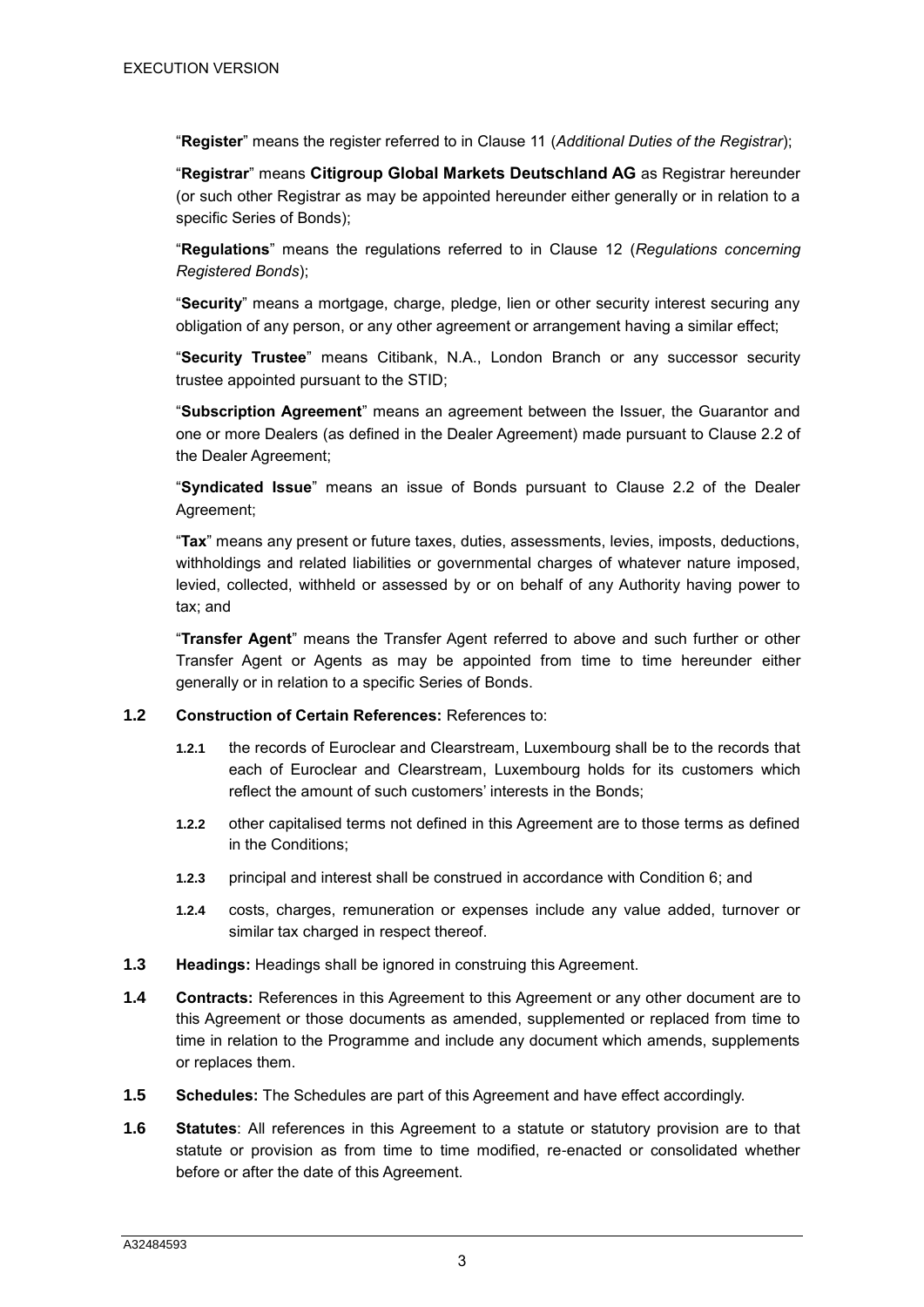"**Register**" means the register referred to in Clause 11 (*Additional Duties of the Registrar*);

"**Registrar**" means **Citigroup Global Markets Deutschland AG** as Registrar hereunder (or such other Registrar as may be appointed hereunder either generally or in relation to a specific Series of Bonds);

"**Regulations**" means the regulations referred to in Clause 12 (*Regulations concerning Registered Bonds*);

"**Security**" means a mortgage, charge, pledge, lien or other security interest securing any obligation of any person, or any other agreement or arrangement having a similar effect;

"**Security Trustee**" means Citibank, N.A., London Branch or any successor security trustee appointed pursuant to the STID;

"**Subscription Agreement**" means an agreement between the Issuer, the Guarantor and one or more Dealers (as defined in the Dealer Agreement) made pursuant to Clause 2.2 of the Dealer Agreement;

"**Syndicated Issue**" means an issue of Bonds pursuant to Clause 2.2 of the Dealer Agreement;

"**Tax**" means any present or future taxes, duties, assessments, levies, imposts, deductions, withholdings and related liabilities or governmental charges of whatever nature imposed, levied, collected, withheld or assessed by or on behalf of any Authority having power to tax; and

"**Transfer Agent**" means the Transfer Agent referred to above and such further or other Transfer Agent or Agents as may be appointed from time to time hereunder either generally or in relation to a specific Series of Bonds.

**1.2 Construction of Certain References:** References to:

- **1.2.1** the records of Euroclear and Clearstream, Luxembourg shall be to the records that each of Euroclear and Clearstream, Luxembourg holds for its customers which reflect the amount of such customers' interests in the Bonds;
- **1.2.2** other capitalised terms not defined in this Agreement are to those terms as defined in the Conditions;
- **1.2.3** principal and interest shall be construed in accordance with Condition 6; and
- **1.2.4** costs, charges, remuneration or expenses include any value added, turnover or similar tax charged in respect thereof.

**1.3 Headings:** Headings shall be ignored in construing this Agreement.

**1.4 Contracts:** References in this Agreement to this Agreement or any other document are to this Agreement or those documents as amended, supplemented or replaced from time to time in relation to the Programme and include any document which amends, supplements or replaces them.

**1.5 Schedules:** The Schedules are part of this Agreement and have effect accordingly.

**1.6 Statutes**: All references in this Agreement to a statute or statutory provision are to that statute or provision as from time to time modified, re-enacted or consolidated whether before or after the date of this Agreement.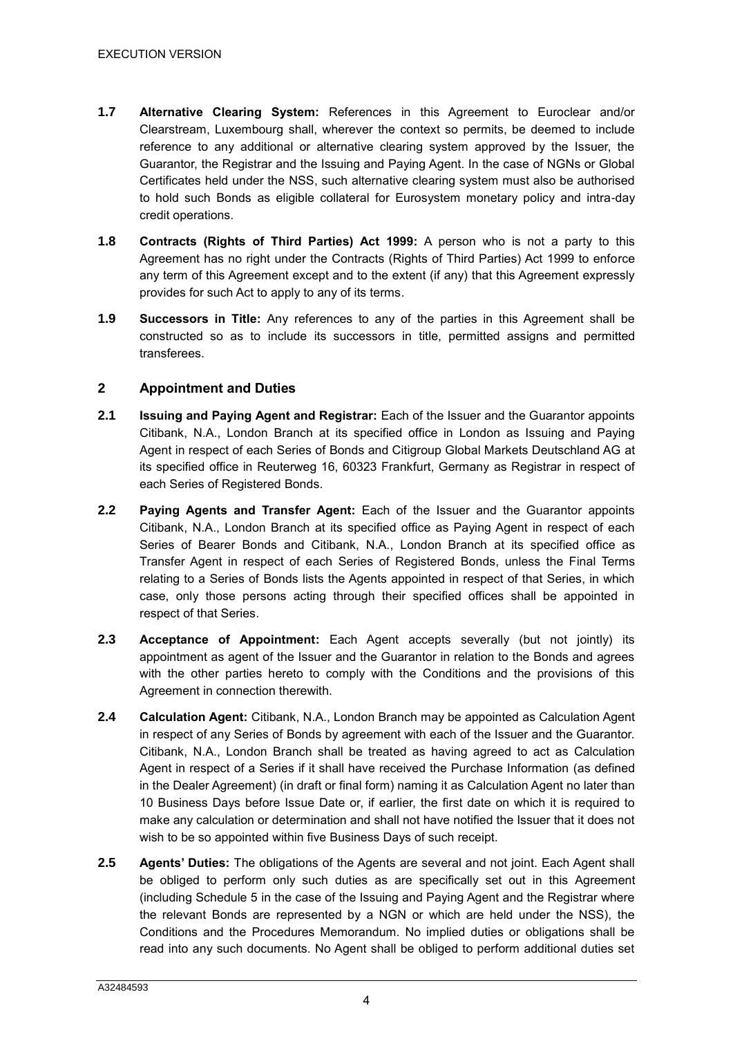**1.7 Alternative Clearing System:** References in this Agreement to Euroclear and/or Clearstream, Luxembourg shall, wherever the context so permits, be deemed to include reference to any additional or alternative clearing system approved by the Issuer, the Guarantor, the Registrar and the Issuing and Paying Agent. In the case of NGNs or Global Certificates held under the NSS, such alternative clearing system must also be authorised to hold such Bonds as eligible collateral for Eurosystem monetary policy and intra-day credit operations.

**1.8 Contracts (Rights of Third Parties) Act 1999:** A person who is not a party to this Agreement has no right under the Contracts (Rights of Third Parties) Act 1999 to enforce any term of this Agreement except and to the extent (if any) that this Agreement expressly provides for such Act to apply to any of its terms.

**1.9 Successors in Title:** Any references to any of the parties in this Agreement shall be constructed so as to include its successors in title, permitted assigns and permitted transferees.

## 2 Appointment and Duties

**2.1 Issuing and Paying Agent and Registrar:** Each of the Issuer and the Guarantor appoints Citibank, N.A., London Branch at its specified office in London as Issuing and Paying Agent in respect of each Series of Bonds and Citigroup Global Markets Deutschland AG at its specified office in Reuterweg 16, 60323 Frankfurt, Germany as Registrar in respect of each Series of Registered Bonds.

**2.2 Paying Agents and Transfer Agent:** Each of the Issuer and the Guarantor appoints Citibank, N.A., London Branch at its specified office as Paying Agent in respect of each Series of Bearer Bonds and Citibank, N.A., London Branch at its specified office as Transfer Agent in respect of each Series of Registered Bonds, unless the Final Terms relating to a Series of Bonds lists the Agents appointed in respect of that Series, in which case, only those persons acting through their specified offices shall be appointed in respect of that Series.

**2.3 Acceptance of Appointment:** Each Agent accepts severally (but not jointly) its appointment as agent of the Issuer and the Guarantor in relation to the Bonds and agrees with the other parties hereto to comply with the Conditions and the provisions of this Agreement in connection therewith.

**2.4 Calculation Agent:** Citibank, N.A., London Branch may be appointed as Calculation Agent in respect of any Series of Bonds by agreement with each of the Issuer and the Guarantor. Citibank, N.A., London Branch shall be treated as having agreed to act as Calculation Agent in respect of a Series if it shall have received the Purchase Information (as defined in the Dealer Agreement) (in draft or final form) naming it as Calculation Agent no later than 10 Business Days before Issue Date or, if earlier, the first date on which it is required to make any calculation or determination and shall not have notified the Issuer that it does not wish to be so appointed within five Business Days of such receipt.

**2.5 Agents' Duties:** The obligations of the Agents are several and not joint. Each Agent shall be obliged to perform only such duties as are specifically set out in this Agreement (including Schedule 5 in the case of the Issuing and Paying Agent and the Registrar where the relevant Bonds are represented by a NGN or which are held under the NSS), the Conditions and the Procedures Memorandum. No implied duties or obligations shall be read into any such documents. No Agent shall be obliged to perform additional duties set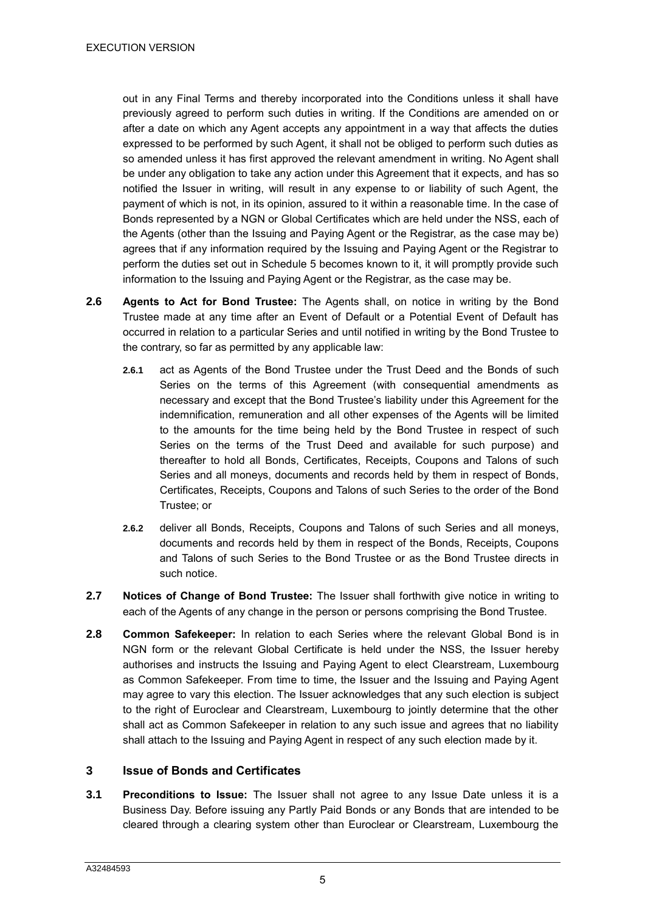out in any Final Terms and thereby incorporated into the Conditions unless it shall have previously agreed to perform such duties in writing. If the Conditions are amended on or after a date on which any Agent accepts any appointment in a way that affects the duties expressed to be performed by such Agent, it shall not be obliged to perform such duties as so amended unless it has first approved the relevant amendment in writing. No Agent shall be under any obligation to take any action under this Agreement that it expects, and has so notified the Issuer in writing, will result in any expense to or liability of such Agent, the payment of which is not, in its opinion, assured to it within a reasonable time. In the case of Bonds represented by a NGN or Global Certificates which are held under the NSS, each of the Agents (other than the Issuing and Paying Agent or the Registrar, as the case may be) agrees that if any information required by the Issuing and Paying Agent or the Registrar to perform the duties set out in Schedule 5 becomes known to it, it will promptly provide such information to the Issuing and Paying Agent or the Registrar, as the case may be.

**2.6** **Agents to Act for Bond Trustee:** The Agents shall, on notice in writing by the Bond Trustee made at any time after an Event of Default or a Potential Event of Default has occurred in relation to a particular Series and until notified in writing by the Bond Trustee to the contrary, so far as permitted by any applicable law:

**2.6.1** act as Agents of the Bond Trustee under the Trust Deed and the Bonds of such Series on the terms of this Agreement (with consequential amendments as necessary and except that the Bond Trustee's liability under this Agreement for the indemnification, remuneration and all other expenses of the Agents will be limited to the amounts for the time being held by the Bond Trustee in respect of such Series on the terms of the Trust Deed and available for such purpose) and thereafter to hold all Bonds, Certificates, Receipts, Coupons and Talons of such Series and all moneys, documents and records held by them in respect of Bonds, Certificates, Receipts, Coupons and Talons of such Series to the order of the Bond Trustee; or

**2.6.2** deliver all Bonds, Receipts, Coupons and Talons of such Series and all moneys, documents and records held by them in respect of the Bonds, Receipts, Coupons and Talons of such Series to the Bond Trustee or as the Bond Trustee directs in such notice.

**2.7** **Notices of Change of Bond Trustee:** The Issuer shall forthwith give notice in writing to each of the Agents of any change in the person or persons comprising the Bond Trustee.

**2.8** **Common Safekeeper:** In relation to each Series where the relevant Global Bond is in NGN form or the relevant Global Certificate is held under the NSS, the Issuer hereby authorises and instructs the Issuing and Paying Agent to elect Clearstream, Luxembourg as Common Safekeeper. From time to time, the Issuer and the Issuing and Paying Agent may agree to vary this election. The Issuer acknowledges that any such election is subject to the right of Euroclear and Clearstream, Luxembourg to jointly determine that the other shall act as Common Safekeeper in relation to any such issue and agrees that no liability shall attach to the Issuing and Paying Agent in respect of any such election made by it.

## 3 Issue of Bonds and Certificates

**3.1** **Preconditions to Issue:** The Issuer shall not agree to any Issue Date unless it is a Business Day. Before issuing any Partly Paid Bonds or any Bonds that are intended to be cleared through a clearing system other than Euroclear or Clearstream, Luxembourg the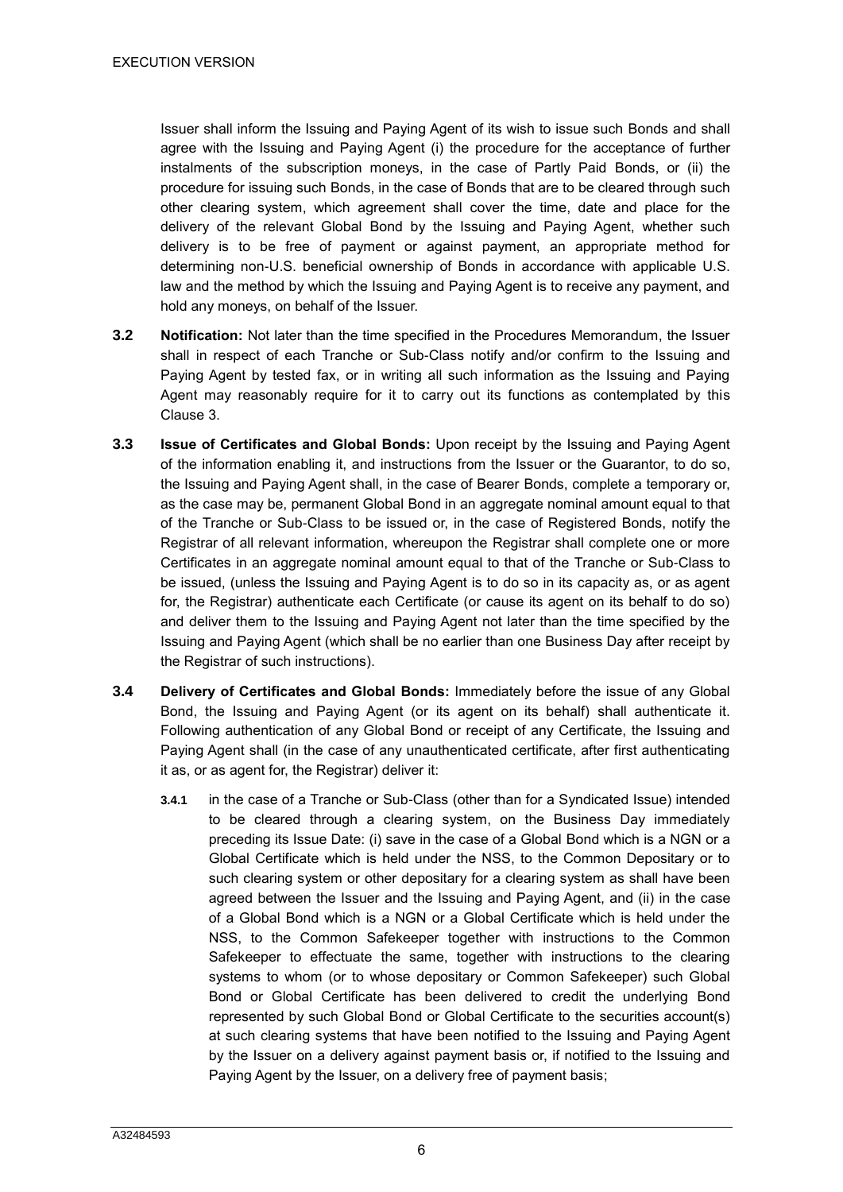Issuer shall inform the Issuing and Paying Agent of its wish to issue such Bonds and shall agree with the Issuing and Paying Agent (i) the procedure for the acceptance of further instalments of the subscription moneys, in the case of Partly Paid Bonds, or (ii) the procedure for issuing such Bonds, in the case of Bonds that are to be cleared through such other clearing system, which agreement shall cover the time, date and place for the delivery of the relevant Global Bond by the Issuing and Paying Agent, whether such delivery is to be free of payment or against payment, an appropriate method for determining non-U.S. beneficial ownership of Bonds in accordance with applicable U.S. law and the method by which the Issuing and Paying Agent is to receive any payment, and hold any moneys, on behalf of the Issuer.

**3.2 Notification:** Not later than the time specified in the Procedures Memorandum, the Issuer shall in respect of each Tranche or Sub-Class notify and/or confirm to the Issuing and Paying Agent by tested fax, or in writing all such information as the Issuing and Paying Agent may reasonably require for it to carry out its functions as contemplated by this Clause 3.

**3.3 Issue of Certificates and Global Bonds:** Upon receipt by the Issuing and Paying Agent of the information enabling it, and instructions from the Issuer or the Guarantor, to do so, the Issuing and Paying Agent shall, in the case of Bearer Bonds, complete a temporary or, as the case may be, permanent Global Bond in an aggregate nominal amount equal to that of the Tranche or Sub-Class to be issued or, in the case of Registered Bonds, notify the Registrar of all relevant information, whereupon the Registrar shall complete one or more Certificates in an aggregate nominal amount equal to that of the Tranche or Sub-Class to be issued, (unless the Issuing and Paying Agent is to do so in its capacity as, or as agent for, the Registrar) authenticate each Certificate (or cause its agent on its behalf to do so) and deliver them to the Issuing and Paying Agent not later than the time specified by the Issuing and Paying Agent (which shall be no earlier than one Business Day after receipt by the Registrar of such instructions).

**3.4 Delivery of Certificates and Global Bonds:** Immediately before the issue of any Global Bond, the Issuing and Paying Agent (or its agent on its behalf) shall authenticate it. Following authentication of any Global Bond or receipt of any Certificate, the Issuing and Paying Agent shall (in the case of any unauthenticated certificate, after first authenticating it as, or as agent for, the Registrar) deliver it:

**3.4.1** in the case of a Tranche or Sub-Class (other than for a Syndicated Issue) intended to be cleared through a clearing system, on the Business Day immediately preceding its Issue Date: (i) save in the case of a Global Bond which is a NGN or a Global Certificate which is held under the NSS, to the Common Depositary or to such clearing system or other depositary for a clearing system as shall have been agreed between the Issuer and the Issuing and Paying Agent, and (ii) in the case of a Global Bond which is a NGN or a Global Certificate which is held under the NSS, to the Common Safekeeper together with instructions to the Common Safekeeper to effectuate the same, together with instructions to the clearing systems to whom (or to whose depositary or Common Safekeeper) such Global Bond or Global Certificate has been delivered to credit the underlying Bond represented by such Global Bond or Global Certificate to the securities account(s) at such clearing systems that have been notified to the Issuing and Paying Agent by the Issuer on a delivery against payment basis or, if notified to the Issuing and Paying Agent by the Issuer, on a delivery free of payment basis;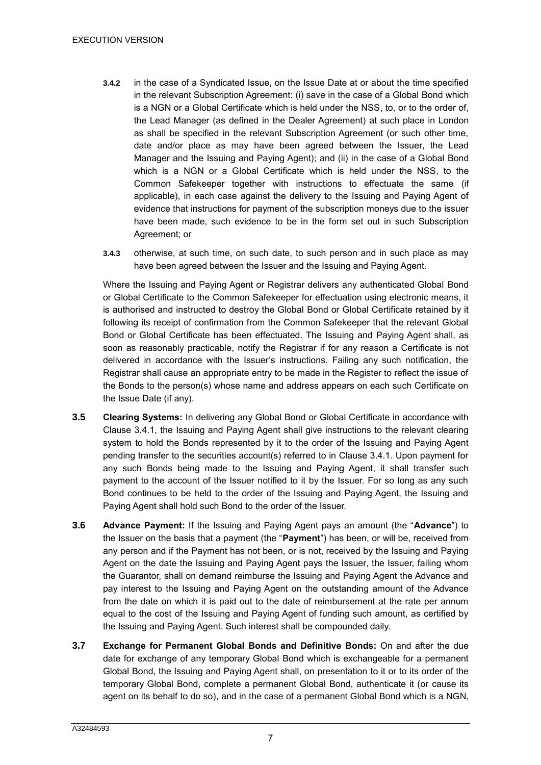**3.4.2** in the case of a Syndicated Issue, on the Issue Date at or about the time specified in the relevant Subscription Agreement: (i) save in the case of a Global Bond which is a NGN or a Global Certificate which is held under the NSS, to, or to the order of, the Lead Manager (as defined in the Dealer Agreement) at such place in London as shall be specified in the relevant Subscription Agreement (or such other time, date and/or place as may have been agreed between the Issuer, the Lead Manager and the Issuing and Paying Agent); and (ii) in the case of a Global Bond which is a NGN or a Global Certificate which is held under the NSS, to the Common Safekeeper together with instructions to effectuate the same (if applicable), in each case against the delivery to the Issuing and Paying Agent of evidence that instructions for payment of the subscription moneys due to the issuer have been made, such evidence to be in the form set out in such Subscription Agreement; or

**3.4.3** otherwise, at such time, on such date, to such person and in such place as may have been agreed between the Issuer and the Issuing and Paying Agent.

Where the Issuing and Paying Agent or Registrar delivers any authenticated Global Bond or Global Certificate to the Common Safekeeper for effectuation using electronic means, it is authorised and instructed to destroy the Global Bond or Global Certificate retained by it following its receipt of confirmation from the Common Safekeeper that the relevant Global Bond or Global Certificate has been effectuated. The Issuing and Paying Agent shall, as soon as reasonably practicable, notify the Registrar if for any reason a Certificate is not delivered in accordance with the Issuer's instructions. Failing any such notification, the Registrar shall cause an appropriate entry to be made in the Register to reflect the issue of the Bonds to the person(s) whose name and address appears on each such Certificate on the Issue Date (if any).

**3.5 Clearing Systems:** In delivering any Global Bond or Global Certificate in accordance with Clause 3.4.1, the Issuing and Paying Agent shall give instructions to the relevant clearing system to hold the Bonds represented by it to the order of the Issuing and Paying Agent pending transfer to the securities account(s) referred to in Clause 3.4.1. Upon payment for any such Bonds being made to the Issuing and Paying Agent, it shall transfer such payment to the account of the Issuer notified to it by the Issuer. For so long as any such Bond continues to be held to the order of the Issuing and Paying Agent, the Issuing and Paying Agent shall hold such Bond to the order of the Issuer.

**3.6 Advance Payment:** If the Issuing and Paying Agent pays an amount (the "**Advance**") to the Issuer on the basis that a payment (the "**Payment**") has been, or will be, received from any person and if the Payment has not been, or is not, received by the Issuing and Paying Agent on the date the Issuing and Paying Agent pays the Issuer, the Issuer, failing whom the Guarantor, shall on demand reimburse the Issuing and Paying Agent the Advance and pay interest to the Issuing and Paying Agent on the outstanding amount of the Advance from the date on which it is paid out to the date of reimbursement at the rate per annum equal to the cost of the Issuing and Paying Agent of funding such amount, as certified by the Issuing and Paying Agent. Such interest shall be compounded daily.

**3.7 Exchange for Permanent Global Bonds and Definitive Bonds:** On and after the due date for exchange of any temporary Global Bond which is exchangeable for a permanent Global Bond, the Issuing and Paying Agent shall, on presentation to it or to its order of the temporary Global Bond, complete a permanent Global Bond, authenticate it (or cause its agent on its behalf to do so), and in the case of a permanent Global Bond which is a NGN,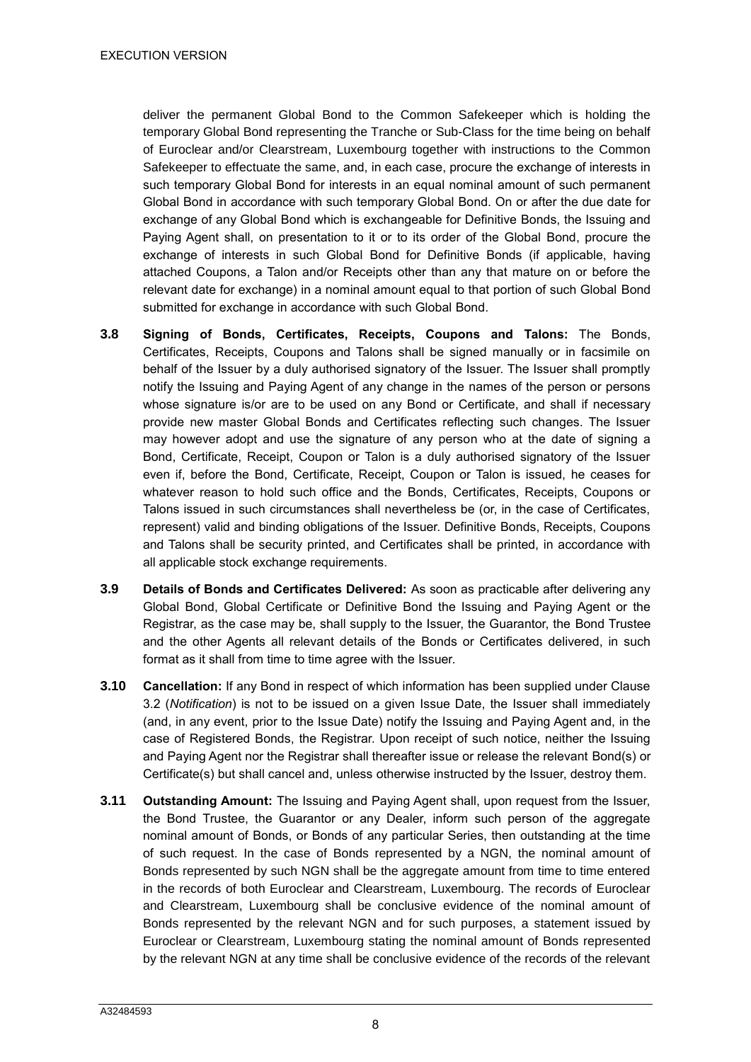deliver the permanent Global Bond to the Common Safekeeper which is holding the temporary Global Bond representing the Tranche or Sub-Class for the time being on behalf of Euroclear and/or Clearstream, Luxembourg together with instructions to the Common Safekeeper to effectuate the same, and, in each case, procure the exchange of interests in such temporary Global Bond for interests in an equal nominal amount of such permanent Global Bond in accordance with such temporary Global Bond. On or after the due date for exchange of any Global Bond which is exchangeable for Definitive Bonds, the Issuing and Paying Agent shall, on presentation to it or to its order of the Global Bond, procure the exchange of interests in such Global Bond for Definitive Bonds (if applicable, having attached Coupons, a Talon and/or Receipts other than any that mature on or before the relevant date for exchange) in a nominal amount equal to that portion of such Global Bond submitted for exchange in accordance with such Global Bond.

**3.8 Signing of Bonds, Certificates, Receipts, Coupons and Talons:** The Bonds, Certificates, Receipts, Coupons and Talons shall be signed manually or in facsimile on behalf of the Issuer by a duly authorised signatory of the Issuer. The Issuer shall promptly notify the Issuing and Paying Agent of any change in the names of the person or persons whose signature is/or are to be used on any Bond or Certificate, and shall if necessary provide new master Global Bonds and Certificates reflecting such changes. The Issuer may however adopt and use the signature of any person who at the date of signing a Bond, Certificate, Receipt, Coupon or Talon is a duly authorised signatory of the Issuer even if, before the Bond, Certificate, Receipt, Coupon or Talon is issued, he ceases for whatever reason to hold such office and the Bonds, Certificates, Receipts, Coupons or Talons issued in such circumstances shall nevertheless be (or, in the case of Certificates, represent) valid and binding obligations of the Issuer. Definitive Bonds, Receipts, Coupons and Talons shall be security printed, and Certificates shall be printed, in accordance with all applicable stock exchange requirements.

**3.9 Details of Bonds and Certificates Delivered:** As soon as practicable after delivering any Global Bond, Global Certificate or Definitive Bond the Issuing and Paying Agent or the Registrar, as the case may be, shall supply to the Issuer, the Guarantor, the Bond Trustee and the other Agents all relevant details of the Bonds or Certificates delivered, in such format as it shall from time to time agree with the Issuer.

**3.10 Cancellation:** If any Bond in respect of which information has been supplied under Clause 3.2 (*Notification*) is not to be issued on a given Issue Date, the Issuer shall immediately (and, in any event, prior to the Issue Date) notify the Issuing and Paying Agent and, in the case of Registered Bonds, the Registrar. Upon receipt of such notice, neither the Issuing and Paying Agent nor the Registrar shall thereafter issue or release the relevant Bond(s) or Certificate(s) but shall cancel and, unless otherwise instructed by the Issuer, destroy them.

**3.11 Outstanding Amount:** The Issuing and Paying Agent shall, upon request from the Issuer, the Bond Trustee, the Guarantor or any Dealer, inform such person of the aggregate nominal amount of Bonds, or Bonds of any particular Series, then outstanding at the time of such request. In the case of Bonds represented by a NGN, the nominal amount of Bonds represented by such NGN shall be the aggregate amount from time to time entered in the records of both Euroclear and Clearstream, Luxembourg. The records of Euroclear and Clearstream, Luxembourg shall be conclusive evidence of the nominal amount of Bonds represented by the relevant NGN and for such purposes, a statement issued by Euroclear or Clearstream, Luxembourg stating the nominal amount of Bonds represented by the relevant NGN at any time shall be conclusive evidence of the records of the relevant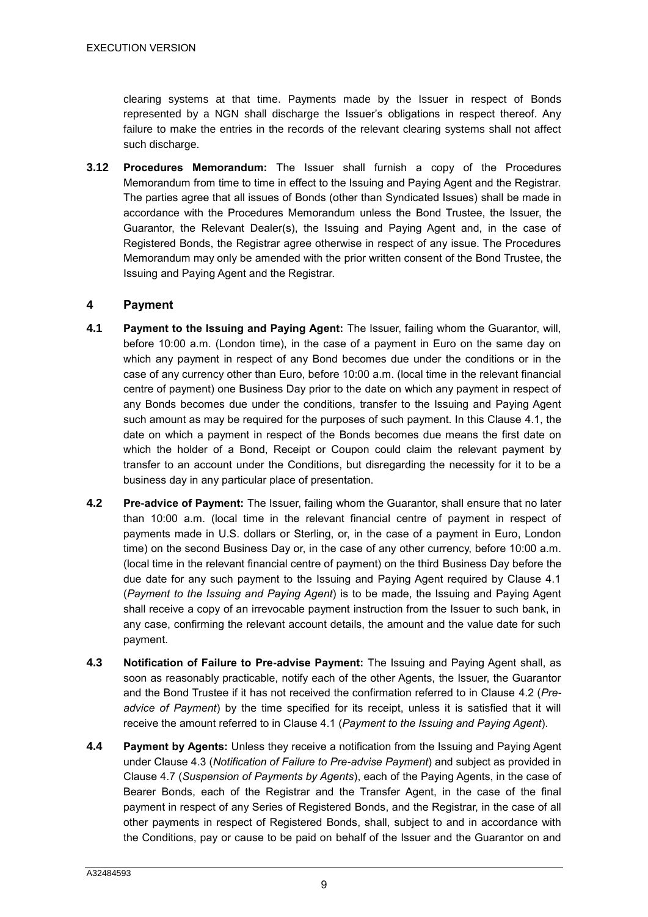clearing systems at that time. Payments made by the Issuer in respect of Bonds represented by a NGN shall discharge the Issuer's obligations in respect thereof. Any failure to make the entries in the records of the relevant clearing systems shall not affect such discharge.

**3.12 Procedures Memorandum:** The Issuer shall furnish a copy of the Procedures Memorandum from time to time in effect to the Issuing and Paying Agent and the Registrar. The parties agree that all issues of Bonds (other than Syndicated Issues) shall be made in accordance with the Procedures Memorandum unless the Bond Trustee, the Issuer, the Guarantor, the Relevant Dealer(s), the Issuing and Paying Agent and, in the case of Registered Bonds, the Registrar agree otherwise in respect of any issue. The Procedures Memorandum may only be amended with the prior written consent of the Bond Trustee, the Issuing and Paying Agent and the Registrar.

## 4 Payment

**4.1 Payment to the Issuing and Paying Agent:** The Issuer, failing whom the Guarantor, will, before 10:00 a.m. (London time), in the case of a payment in Euro on the same day on which any payment in respect of any Bond becomes due under the conditions or in the case of any currency other than Euro, before 10:00 a.m. (local time in the relevant financial centre of payment) one Business Day prior to the date on which any payment in respect of any Bonds becomes due under the conditions, transfer to the Issuing and Paying Agent such amount as may be required for the purposes of such payment. In this Clause 4.1, the date on which a payment in respect of the Bonds becomes due means the first date on which the holder of a Bond, Receipt or Coupon could claim the relevant payment by transfer to an account under the Conditions, but disregarding the necessity for it to be a business day in any particular place of presentation.

**4.2 Pre-advice of Payment:** The Issuer, failing whom the Guarantor, shall ensure that no later than 10:00 a.m. (local time in the relevant financial centre of payment in respect of payments made in U.S. dollars or Sterling, or, in the case of a payment in Euro, London time) on the second Business Day or, in the case of any other currency, before 10:00 a.m. (local time in the relevant financial centre of payment) on the third Business Day before the due date for any such payment to the Issuing and Paying Agent required by Clause 4.1 (*Payment to the Issuing and Paying Agent*) is to be made, the Issuing and Paying Agent shall receive a copy of an irrevocable payment instruction from the Issuer to such bank, in any case, confirming the relevant account details, the amount and the value date for such payment.

**4.3 Notification of Failure to Pre-advise Payment:** The Issuing and Paying Agent shall, as soon as reasonably practicable, notify each of the other Agents, the Issuer, the Guarantor and the Bond Trustee if it has not received the confirmation referred to in Clause 4.2 (*Pre-advice of Payment*) by the time specified for its receipt, unless it is satisfied that it will receive the amount referred to in Clause 4.1 (*Payment to the Issuing and Paying Agent*).

**4.4 Payment by Agents:** Unless they receive a notification from the Issuing and Paying Agent under Clause 4.3 (*Notification of Failure to Pre-advise Payment*) and subject as provided in Clause 4.7 (*Suspension of Payments by Agents*), each of the Paying Agents, in the case of Bearer Bonds, each of the Registrar and the Transfer Agent, in the case of the final payment in respect of any Series of Registered Bonds, and the Registrar, in the case of all other payments in respect of Registered Bonds, shall, subject to and in accordance with the Conditions, pay or cause to be paid on behalf of the Issuer and the Guarantor on and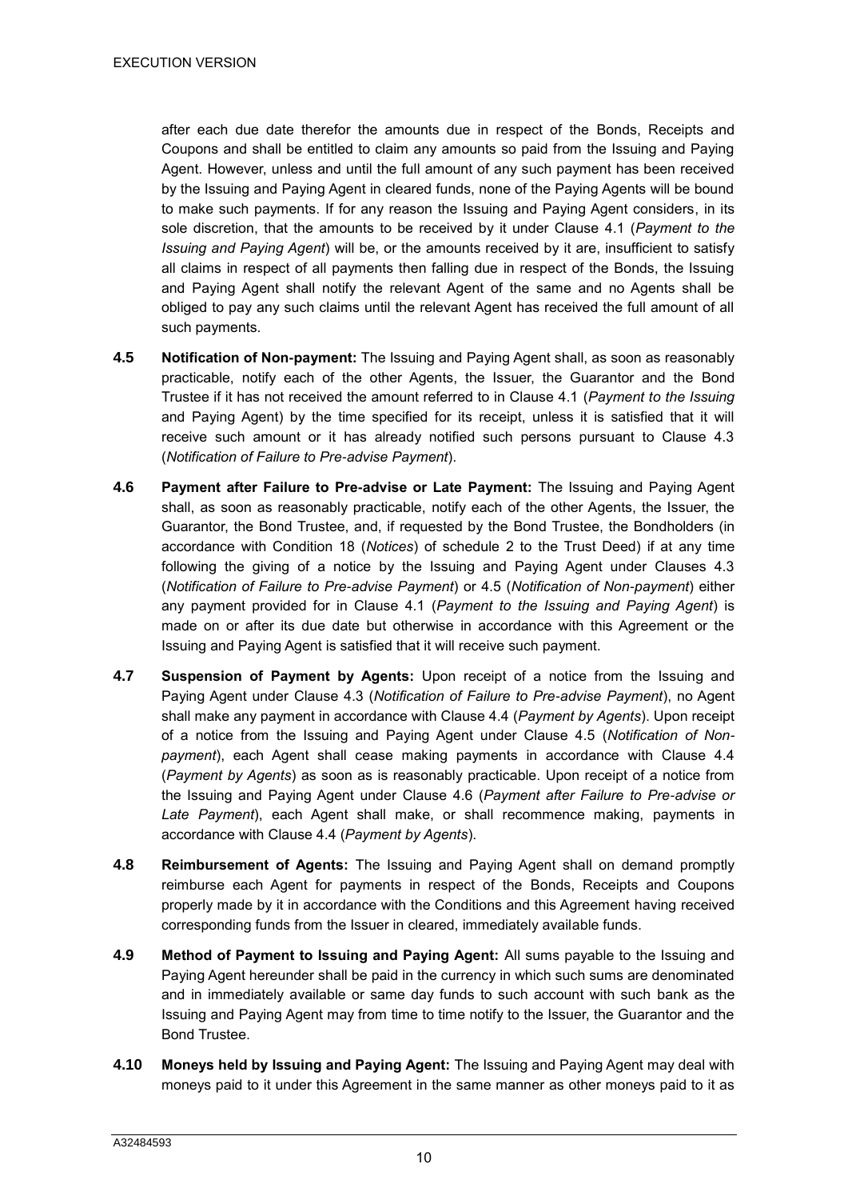after each due date therefor the amounts due in respect of the Bonds, Receipts and Coupons and shall be entitled to claim any amounts so paid from the Issuing and Paying Agent. However, unless and until the full amount of any such payment has been received by the Issuing and Paying Agent in cleared funds, none of the Paying Agents will be bound to make such payments. If for any reason the Issuing and Paying Agent considers, in its sole discretion, that the amounts to be received by it under Clause 4.1 (*Payment to the Issuing and Paying Agent*) will be, or the amounts received by it are, insufficient to satisfy all claims in respect of all payments then falling due in respect of the Bonds, the Issuing and Paying Agent shall notify the relevant Agent of the same and no Agents shall be obliged to pay any such claims until the relevant Agent has received the full amount of all such payments.

**4.5 Notification of Non-payment:** The Issuing and Paying Agent shall, as soon as reasonably practicable, notify each of the other Agents, the Issuer, the Guarantor and the Bond Trustee if it has not received the amount referred to in Clause 4.1 (*Payment to the Issuing* and Paying Agent) by the time specified for its receipt, unless it is satisfied that it will receive such amount or it has already notified such persons pursuant to Clause 4.3 (*Notification of Failure to Pre-advise Payment*).

**4.6 Payment after Failure to Pre-advise or Late Payment:** The Issuing and Paying Agent shall, as soon as reasonably practicable, notify each of the other Agents, the Issuer, the Guarantor, the Bond Trustee, and, if requested by the Bond Trustee, the Bondholders (in accordance with Condition 18 (*Notices*) of schedule 2 to the Trust Deed) if at any time following the giving of a notice by the Issuing and Paying Agent under Clauses 4.3 (*Notification of Failure to Pre-advise Payment*) or 4.5 (*Notification of Non-payment*) either any payment provided for in Clause 4.1 (*Payment to the Issuing and Paying Agent*) is made on or after its due date but otherwise in accordance with this Agreement or the Issuing and Paying Agent is satisfied that it will receive such payment.

**4.7 Suspension of Payment by Agents:** Upon receipt of a notice from the Issuing and Paying Agent under Clause 4.3 (*Notification of Failure to Pre-advise Payment*), no Agent shall make any payment in accordance with Clause 4.4 (*Payment by Agents*). Upon receipt of a notice from the Issuing and Paying Agent under Clause 4.5 (*Notification of Non-payment*), each Agent shall cease making payments in accordance with Clause 4.4 (*Payment by Agents*) as soon as is reasonably practicable. Upon receipt of a notice from the Issuing and Paying Agent under Clause 4.6 (*Payment after Failure to Pre-advise or Late Payment*), each Agent shall make, or shall recommence making, payments in accordance with Clause 4.4 (*Payment by Agents*).

**4.8 Reimbursement of Agents:** The Issuing and Paying Agent shall on demand promptly reimburse each Agent for payments in respect of the Bonds, Receipts and Coupons properly made by it in accordance with the Conditions and this Agreement having received corresponding funds from the Issuer in cleared, immediately available funds.

**4.9 Method of Payment to Issuing and Paying Agent:** All sums payable to the Issuing and Paying Agent hereunder shall be paid in the currency in which such sums are denominated and in immediately available or same day funds to such account with such bank as the Issuing and Paying Agent may from time to time notify to the Issuer, the Guarantor and the Bond Trustee.

**4.10 Moneys held by Issuing and Paying Agent:** The Issuing and Paying Agent may deal with moneys paid to it under this Agreement in the same manner as other moneys paid to it as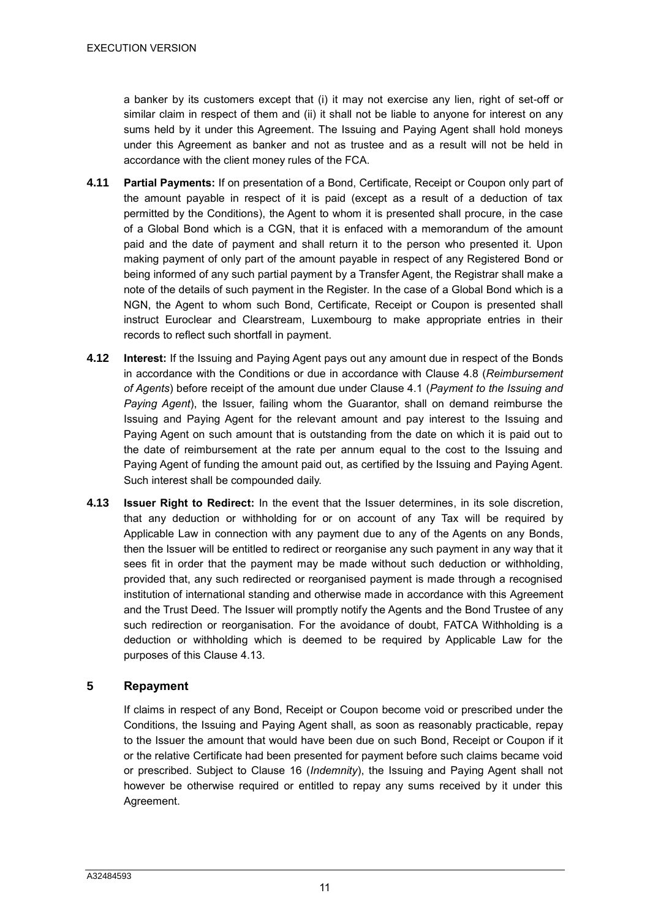a banker by its customers except that (i) it may not exercise any lien, right of set-off or similar claim in respect of them and (ii) it shall not be liable to anyone for interest on any sums held by it under this Agreement. The Issuing and Paying Agent shall hold moneys under this Agreement as banker and not as trustee and as a result will not be held in accordance with the client money rules of the FCA.

**4.11 Partial Payments:** If on presentation of a Bond, Certificate, Receipt or Coupon only part of the amount payable in respect of it is paid (except as a result of a deduction of tax permitted by the Conditions), the Agent to whom it is presented shall procure, in the case of a Global Bond which is a CGN, that it is enfaced with a memorandum of the amount paid and the date of payment and shall return it to the person who presented it. Upon making payment of only part of the amount payable in respect of any Registered Bond or being informed of any such partial payment by a Transfer Agent, the Registrar shall make a note of the details of such payment in the Register. In the case of a Global Bond which is a NGN, the Agent to whom such Bond, Certificate, Receipt or Coupon is presented shall instruct Euroclear and Clearstream, Luxembourg to make appropriate entries in their records to reflect such shortfall in payment.

**4.12 Interest:** If the Issuing and Paying Agent pays out any amount due in respect of the Bonds in accordance with the Conditions or due in accordance with Clause 4.8 (*Reimbursement of Agents*) before receipt of the amount due under Clause 4.1 (*Payment to the Issuing and Paying Agent*), the Issuer, failing whom the Guarantor, shall on demand reimburse the Issuing and Paying Agent for the relevant amount and pay interest to the Issuing and Paying Agent on such amount that is outstanding from the date on which it is paid out to the date of reimbursement at the rate per annum equal to the cost to the Issuing and Paying Agent of funding the amount paid out, as certified by the Issuing and Paying Agent. Such interest shall be compounded daily.

**4.13 Issuer Right to Redirect:** In the event that the Issuer determines, in its sole discretion, that any deduction or withholding for or on account of any Tax will be required by Applicable Law in connection with any payment due to any of the Agents on any Bonds, then the Issuer will be entitled to redirect or reorganise any such payment in any way that it sees fit in order that the payment may be made without such deduction or withholding, provided that, any such redirected or reorganised payment is made through a recognised institution of international standing and otherwise made in accordance with this Agreement and the Trust Deed. The Issuer will promptly notify the Agents and the Bond Trustee of any such redirection or reorganisation. For the avoidance of doubt, FATCA Withholding is a deduction or withholding which is deemed to be required by Applicable Law for the purposes of this Clause 4.13.

## 5 Repayment

If claims in respect of any Bond, Receipt or Coupon become void or prescribed under the Conditions, the Issuing and Paying Agent shall, as soon as reasonably practicable, repay to the Issuer the amount that would have been due on such Bond, Receipt or Coupon if it or the relative Certificate had been presented for payment before such claims became void or prescribed. Subject to Clause 16 (*Indemnity*), the Issuing and Paying Agent shall not however be otherwise required or entitled to repay any sums received by it under this Agreement.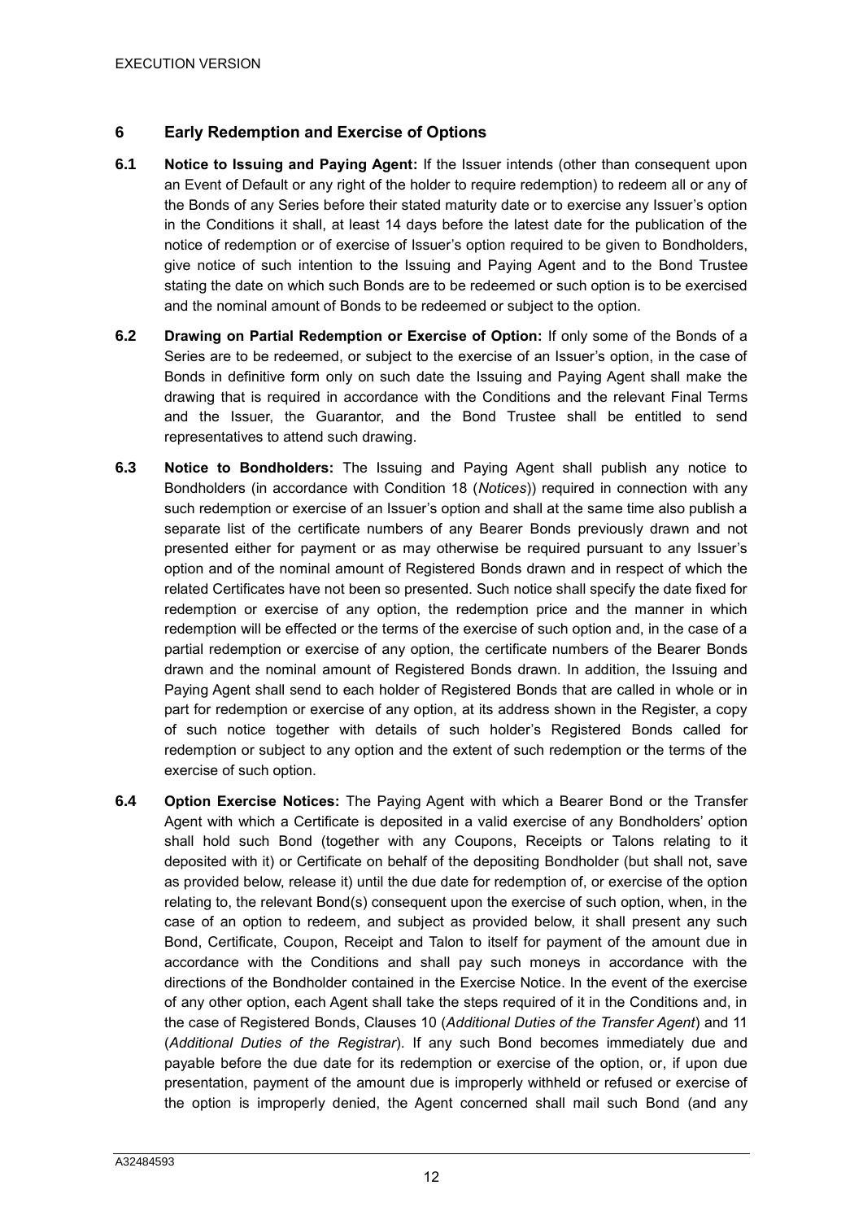## 6 Early Redemption and Exercise of Options

**6.1 Notice to Issuing and Paying Agent:** If the Issuer intends (other than consequent upon an Event of Default or any right of the holder to require redemption) to redeem all or any of the Bonds of any Series before their stated maturity date or to exercise any Issuer's option in the Conditions it shall, at least 14 days before the latest date for the publication of the notice of redemption or of exercise of Issuer's option required to be given to Bondholders, give notice of such intention to the Issuing and Paying Agent and to the Bond Trustee stating the date on which such Bonds are to be redeemed or such option is to be exercised and the nominal amount of Bonds to be redeemed or subject to the option.

**6.2 Drawing on Partial Redemption or Exercise of Option:** If only some of the Bonds of a Series are to be redeemed, or subject to the exercise of an Issuer's option, in the case of Bonds in definitive form only on such date the Issuing and Paying Agent shall make the drawing that is required in accordance with the Conditions and the relevant Final Terms and the Issuer, the Guarantor, and the Bond Trustee shall be entitled to send representatives to attend such drawing.

**6.3 Notice to Bondholders:** The Issuing and Paying Agent shall publish any notice to Bondholders (in accordance with Condition 18 (*Notices*)) required in connection with any such redemption or exercise of an Issuer's option and shall at the same time also publish a separate list of the certificate numbers of any Bearer Bonds previously drawn and not presented either for payment or as may otherwise be required pursuant to any Issuer's option and of the nominal amount of Registered Bonds drawn and in respect of which the related Certificates have not been so presented. Such notice shall specify the date fixed for redemption or exercise of any option, the redemption price and the manner in which redemption will be effected or the terms of the exercise of such option and, in the case of a partial redemption or exercise of any option, the certificate numbers of the Bearer Bonds drawn and the nominal amount of Registered Bonds drawn. In addition, the Issuing and Paying Agent shall send to each holder of Registered Bonds that are called in whole or in part for redemption or exercise of any option, at its address shown in the Register, a copy of such notice together with details of such holder's Registered Bonds called for redemption or subject to any option and the extent of such redemption or the terms of the exercise of such option.

**6.4 Option Exercise Notices:** The Paying Agent with which a Bearer Bond or the Transfer Agent with which a Certificate is deposited in a valid exercise of any Bondholders' option shall hold such Bond (together with any Coupons, Receipts or Talons relating to it deposited with it) or Certificate on behalf of the depositing Bondholder (but shall not, save as provided below, release it) until the due date for redemption of, or exercise of the option relating to, the relevant Bond(s) consequent upon the exercise of such option, when, in the case of an option to redeem, and subject as provided below, it shall present any such Bond, Certificate, Coupon, Receipt and Talon to itself for payment of the amount due in accordance with the Conditions and shall pay such moneys in accordance with the directions of the Bondholder contained in the Exercise Notice. In the event of the exercise of any other option, each Agent shall take the steps required of it in the Conditions and, in the case of Registered Bonds, Clauses 10 (*Additional Duties of the Transfer Agent*) and 11 (*Additional Duties of the Registrar*). If any such Bond becomes immediately due and payable before the due date for its redemption or exercise of the option, or, if upon due presentation, payment of the amount due is improperly withheld or refused or exercise of the option is improperly denied, the Agent concerned shall mail such Bond (and any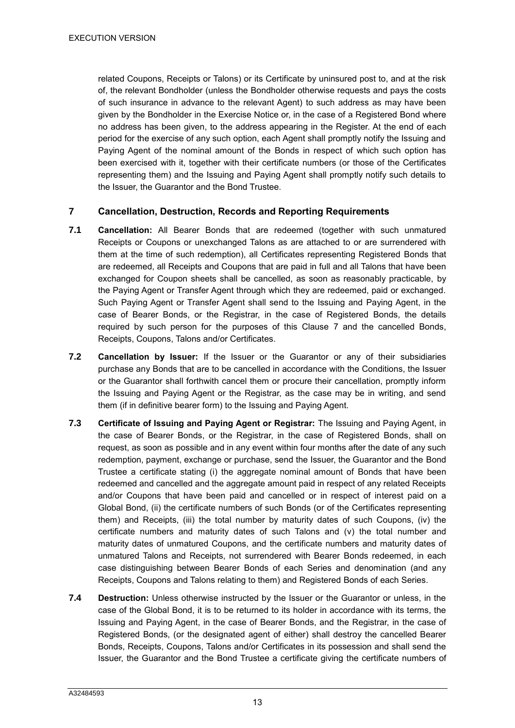related Coupons, Receipts or Talons) or its Certificate by uninsured post to, and at the risk of, the relevant Bondholder (unless the Bondholder otherwise requests and pays the costs of such insurance in advance to the relevant Agent) to such address as may have been given by the Bondholder in the Exercise Notice or, in the case of a Registered Bond where no address has been given, to the address appearing in the Register. At the end of each period for the exercise of any such option, each Agent shall promptly notify the Issuing and Paying Agent of the nominal amount of the Bonds in respect of which such option has been exercised with it, together with their certificate numbers (or those of the Certificates representing them) and the Issuing and Paying Agent shall promptly notify such details to the Issuer, the Guarantor and the Bond Trustee.

## 7 Cancellation, Destruction, Records and Reporting Requirements

**7.1 Cancellation:** All Bearer Bonds that are redeemed (together with such unmatured Receipts or Coupons or unexchanged Talons as are attached to or are surrendered with them at the time of such redemption), all Certificates representing Registered Bonds that are redeemed, all Receipts and Coupons that are paid in full and all Talons that have been exchanged for Coupon sheets shall be cancelled, as soon as reasonably practicable, by the Paying Agent or Transfer Agent through which they are redeemed, paid or exchanged. Such Paying Agent or Transfer Agent shall send to the Issuing and Paying Agent, in the case of Bearer Bonds, or the Registrar, in the case of Registered Bonds, the details required by such person for the purposes of this Clause 7 and the cancelled Bonds, Receipts, Coupons, Talons and/or Certificates.

**7.2 Cancellation by Issuer:** If the Issuer or the Guarantor or any of their subsidiaries purchase any Bonds that are to be cancelled in accordance with the Conditions, the Issuer or the Guarantor shall forthwith cancel them or procure their cancellation, promptly inform the Issuing and Paying Agent or the Registrar, as the case may be in writing, and send them (if in definitive bearer form) to the Issuing and Paying Agent.

**7.3 Certificate of Issuing and Paying Agent or Registrar:** The Issuing and Paying Agent, in the case of Bearer Bonds, or the Registrar, in the case of Registered Bonds, shall on request, as soon as possible and in any event within four months after the date of any such redemption, payment, exchange or purchase, send the Issuer, the Guarantor and the Bond Trustee a certificate stating (i) the aggregate nominal amount of Bonds that have been redeemed and cancelled and the aggregate amount paid in respect of any related Receipts and/or Coupons that have been paid and cancelled or in respect of interest paid on a Global Bond, (ii) the certificate numbers of such Bonds (or of the Certificates representing them) and Receipts, (iii) the total number by maturity dates of such Coupons, (iv) the certificate numbers and maturity dates of such Talons and (v) the total number and maturity dates of unmatured Coupons, and the certificate numbers and maturity dates of unmatured Talons and Receipts, not surrendered with Bearer Bonds redeemed, in each case distinguishing between Bearer Bonds of each Series and denomination (and any Receipts, Coupons and Talons relating to them) and Registered Bonds of each Series.

**7.4 Destruction:** Unless otherwise instructed by the Issuer or the Guarantor or unless, in the case of the Global Bond, it is to be returned to its holder in accordance with its terms, the Issuing and Paying Agent, in the case of Bearer Bonds, and the Registrar, in the case of Registered Bonds, (or the designated agent of either) shall destroy the cancelled Bearer Bonds, Receipts, Coupons, Talons and/or Certificates in its possession and shall send the Issuer, the Guarantor and the Bond Trustee a certificate giving the certificate numbers of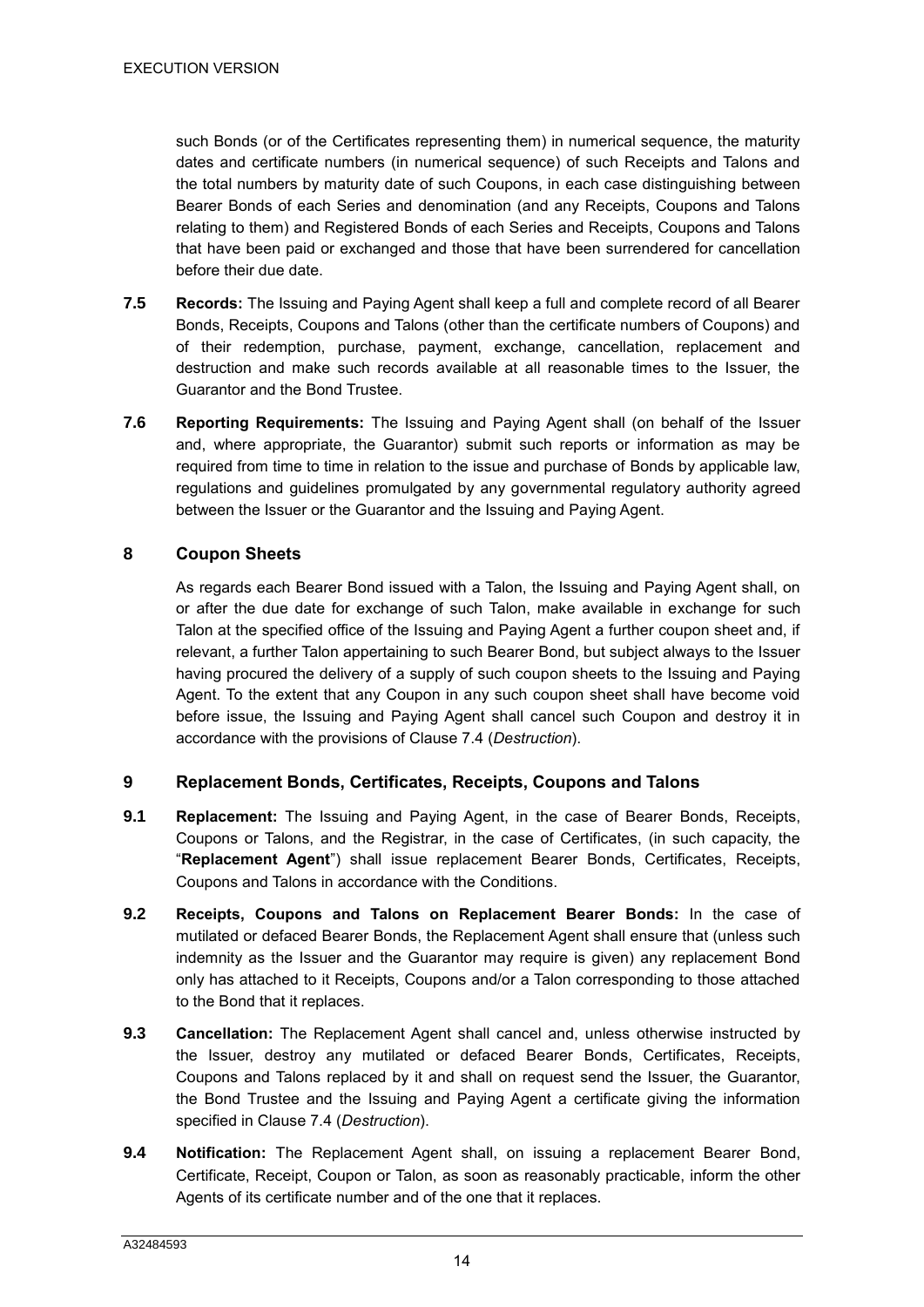such Bonds (or of the Certificates representing them) in numerical sequence, the maturity dates and certificate numbers (in numerical sequence) of such Receipts and Talons and the total numbers by maturity date of such Coupons, in each case distinguishing between Bearer Bonds of each Series and denomination (and any Receipts, Coupons and Talons relating to them) and Registered Bonds of each Series and Receipts, Coupons and Talons that have been paid or exchanged and those that have been surrendered for cancellation before their due date.

**7.5** **Records:** The Issuing and Paying Agent shall keep a full and complete record of all Bearer Bonds, Receipts, Coupons and Talons (other than the certificate numbers of Coupons) and of their redemption, purchase, payment, exchange, cancellation, replacement and destruction and make such records available at all reasonable times to the Issuer, the Guarantor and the Bond Trustee.

**7.6** **Reporting Requirements:** The Issuing and Paying Agent shall (on behalf of the Issuer and, where appropriate, the Guarantor) submit such reports or information as may be required from time to time in relation to the issue and purchase of Bonds by applicable law, regulations and guidelines promulgated by any governmental regulatory authority agreed between the Issuer or the Guarantor and the Issuing and Paying Agent.

## 8 Coupon Sheets

As regards each Bearer Bond issued with a Talon, the Issuing and Paying Agent shall, on or after the due date for exchange of such Talon, make available in exchange for such Talon at the specified office of the Issuing and Paying Agent a further coupon sheet and, if relevant, a further Talon appertaining to such Bearer Bond, but subject always to the Issuer having procured the delivery of a supply of such coupon sheets to the Issuing and Paying Agent. To the extent that any Coupon in any such coupon sheet shall have become void before issue, the Issuing and Paying Agent shall cancel such Coupon and destroy it in accordance with the provisions of Clause 7.4 (*Destruction*).

## 9 Replacement Bonds, Certificates, Receipts, Coupons and Talons

**9.1** **Replacement:** The Issuing and Paying Agent, in the case of Bearer Bonds, Receipts, Coupons or Talons, and the Registrar, in the case of Certificates, (in such capacity, the "**Replacement Agent**") shall issue replacement Bearer Bonds, Certificates, Receipts, Coupons and Talons in accordance with the Conditions.

**9.2** **Receipts, Coupons and Talons on Replacement Bearer Bonds:** In the case of mutilated or defaced Bearer Bonds, the Replacement Agent shall ensure that (unless such indemnity as the Issuer and the Guarantor may require is given) any replacement Bond only has attached to it Receipts, Coupons and/or a Talon corresponding to those attached to the Bond that it replaces.

**9.3** **Cancellation:** The Replacement Agent shall cancel and, unless otherwise instructed by the Issuer, destroy any mutilated or defaced Bearer Bonds, Certificates, Receipts, Coupons and Talons replaced by it and shall on request send the Issuer, the Guarantor, the Bond Trustee and the Issuing and Paying Agent a certificate giving the information specified in Clause 7.4 (*Destruction*).

**9.4** **Notification:** The Replacement Agent shall, on issuing a replacement Bearer Bond, Certificate, Receipt, Coupon or Talon, as soon as reasonably practicable, inform the other Agents of its certificate number and of the one that it replaces.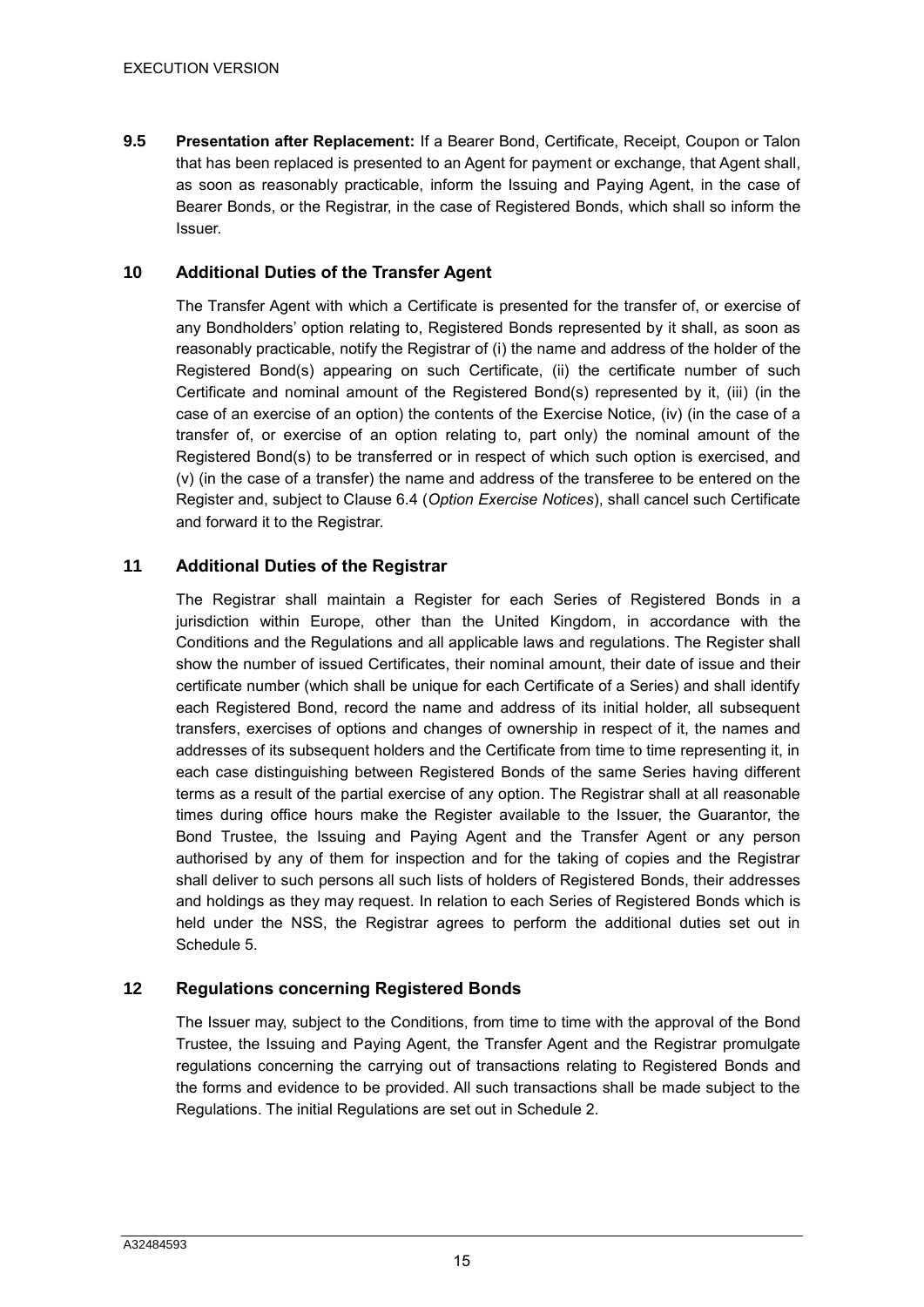**9.5 Presentation after Replacement:** If a Bearer Bond, Certificate, Receipt, Coupon or Talon that has been replaced is presented to an Agent for payment or exchange, that Agent shall, as soon as reasonably practicable, inform the Issuing and Paying Agent, in the case of Bearer Bonds, or the Registrar, in the case of Registered Bonds, which shall so inform the Issuer.

## 10 Additional Duties of the Transfer Agent

The Transfer Agent with which a Certificate is presented for the transfer of, or exercise of any Bondholders' option relating to, Registered Bonds represented by it shall, as soon as reasonably practicable, notify the Registrar of (i) the name and address of the holder of the Registered Bond(s) appearing on such Certificate, (ii) the certificate number of such Certificate and nominal amount of the Registered Bond(s) represented by it, (iii) (in the case of an exercise of an option) the contents of the Exercise Notice, (iv) (in the case of a transfer of, or exercise of an option relating to, part only) the nominal amount of the Registered Bond(s) to be transferred or in respect of which such option is exercised, and (v) (in the case of a transfer) the name and address of the transferee to be entered on the Register and, subject to Clause 6.4 (*Option Exercise Notices*), shall cancel such Certificate and forward it to the Registrar.

## 11 Additional Duties of the Registrar

The Registrar shall maintain a Register for each Series of Registered Bonds in a jurisdiction within Europe, other than the United Kingdom, in accordance with the Conditions and the Regulations and all applicable laws and regulations. The Register shall show the number of issued Certificates, their nominal amount, their date of issue and their certificate number (which shall be unique for each Certificate of a Series) and shall identify each Registered Bond, record the name and address of its initial holder, all subsequent transfers, exercises of options and changes of ownership in respect of it, the names and addresses of its subsequent holders and the Certificate from time to time representing it, in each case distinguishing between Registered Bonds of the same Series having different terms as a result of the partial exercise of any option. The Registrar shall at all reasonable times during office hours make the Register available to the Issuer, the Guarantor, the Bond Trustee, the Issuing and Paying Agent and the Transfer Agent or any person authorised by any of them for inspection and for the taking of copies and the Registrar shall deliver to such persons all such lists of holders of Registered Bonds, their addresses and holdings as they may request. In relation to each Series of Registered Bonds which is held under the NSS, the Registrar agrees to perform the additional duties set out in Schedule 5.

## 12 Regulations concerning Registered Bonds

The Issuer may, subject to the Conditions, from time to time with the approval of the Bond Trustee, the Issuing and Paying Agent, the Transfer Agent and the Registrar promulgate regulations concerning the carrying out of transactions relating to Registered Bonds and the forms and evidence to be provided. All such transactions shall be made subject to the Regulations. The initial Regulations are set out in Schedule 2.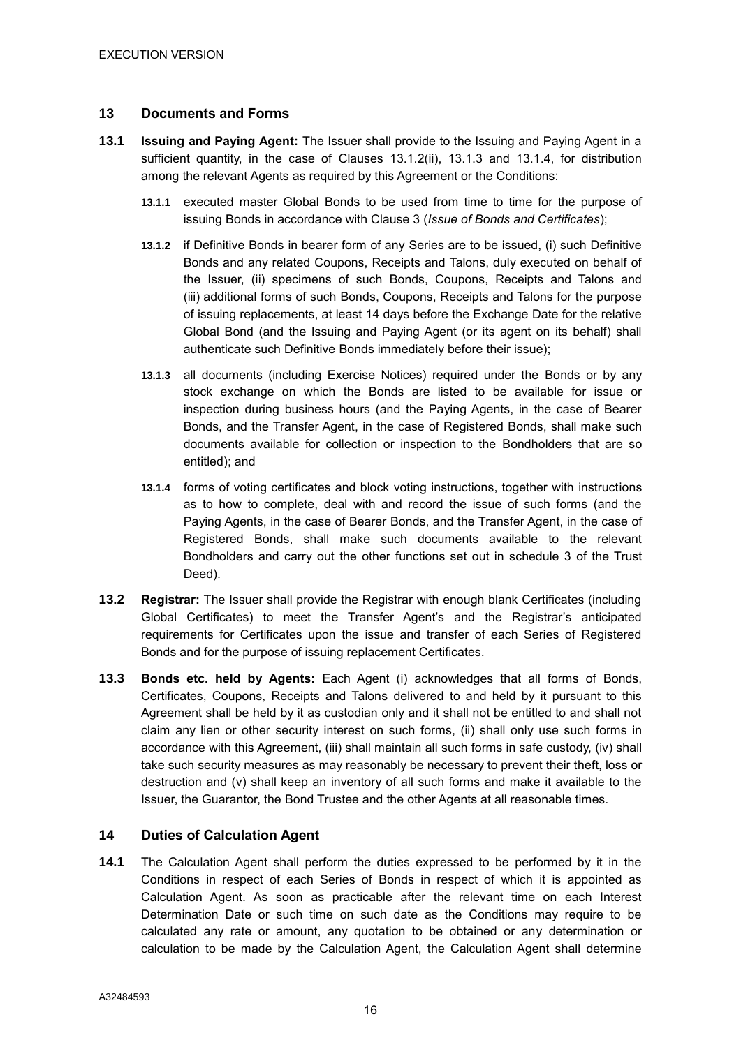## 13 Documents and Forms

**13.1** **Issuing and Paying Agent:** The Issuer shall provide to the Issuing and Paying Agent in a sufficient quantity, in the case of Clauses 13.1.2(ii), 13.1.3 and 13.1.4, for distribution among the relevant Agents as required by this Agreement or the Conditions:

**13.1.1** executed master Global Bonds to be used from time to time for the purpose of issuing Bonds in accordance with Clause 3 (*Issue of Bonds and Certificates*);

**13.1.2** if Definitive Bonds in bearer form of any Series are to be issued, (i) such Definitive Bonds and any related Coupons, Receipts and Talons, duly executed on behalf of the Issuer, (ii) specimens of such Bonds, Coupons, Receipts and Talons and (iii) additional forms of such Bonds, Coupons, Receipts and Talons for the purpose of issuing replacements, at least 14 days before the Exchange Date for the relative Global Bond (and the Issuing and Paying Agent (or its agent on its behalf) shall authenticate such Definitive Bonds immediately before their issue);

**13.1.3** all documents (including Exercise Notices) required under the Bonds or by any stock exchange on which the Bonds are listed to be available for issue or inspection during business hours (and the Paying Agents, in the case of Bearer Bonds, and the Transfer Agent, in the case of Registered Bonds, shall make such documents available for collection or inspection to the Bondholders that are so entitled); and

**13.1.4** forms of voting certificates and block voting instructions, together with instructions as to how to complete, deal with and record the issue of such forms (and the Paying Agents, in the case of Bearer Bonds, and the Transfer Agent, in the case of Registered Bonds, shall make such documents available to the relevant Bondholders and carry out the other functions set out in schedule 3 of the Trust Deed).

**13.2** **Registrar:** The Issuer shall provide the Registrar with enough blank Certificates (including Global Certificates) to meet the Transfer Agent's and the Registrar's anticipated requirements for Certificates upon the issue and transfer of each Series of Registered Bonds and for the purpose of issuing replacement Certificates.

**13.3** **Bonds etc. held by Agents:** Each Agent (i) acknowledges that all forms of Bonds, Certificates, Coupons, Receipts and Talons delivered to and held by it pursuant to this Agreement shall be held by it as custodian only and it shall not be entitled to and shall not claim any lien or other security interest on such forms, (ii) shall only use such forms in accordance with this Agreement, (iii) shall maintain all such forms in safe custody, (iv) shall take such security measures as may reasonably be necessary to prevent their theft, loss or destruction and (v) shall keep an inventory of all such forms and make it available to the Issuer, the Guarantor, the Bond Trustee and the other Agents at all reasonable times.

## 14 Duties of Calculation Agent

**14.1** The Calculation Agent shall perform the duties expressed to be performed by it in the Conditions in respect of each Series of Bonds in respect of which it is appointed as Calculation Agent. As soon as practicable after the relevant time on each Interest Determination Date or such time on such date as the Conditions may require to be calculated any rate or amount, any quotation to be obtained or any determination or calculation to be made by the Calculation Agent, the Calculation Agent shall determine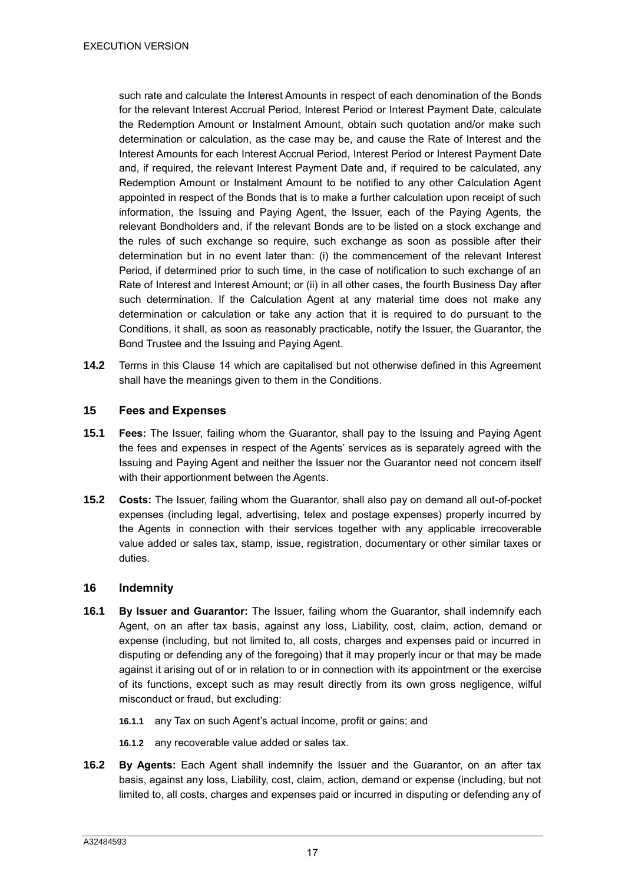such rate and calculate the Interest Amounts in respect of each denomination of the Bonds for the relevant Interest Accrual Period, Interest Period or Interest Payment Date, calculate the Redemption Amount or Instalment Amount, obtain such quotation and/or make such determination or calculation, as the case may be, and cause the Rate of Interest and the Interest Amounts for each Interest Accrual Period, Interest Period or Interest Payment Date and, if required, the relevant Interest Payment Date and, if required to be calculated, any Redemption Amount or Instalment Amount to be notified to any other Calculation Agent appointed in respect of the Bonds that is to make a further calculation upon receipt of such information, the Issuing and Paying Agent, the Issuer, each of the Paying Agents, the relevant Bondholders and, if the relevant Bonds are to be listed on a stock exchange and the rules of such exchange so require, such exchange as soon as possible after their determination but in no event later than: (i) the commencement of the relevant Interest Period, if determined prior to such time, in the case of notification to such exchange of an Rate of Interest and Interest Amount; or (ii) in all other cases, the fourth Business Day after such determination. If the Calculation Agent at any material time does not make any determination or calculation or take any action that it is required to do pursuant to the Conditions, it shall, as soon as reasonably practicable, notify the Issuer, the Guarantor, the Bond Trustee and the Issuing and Paying Agent.

**14.2** Terms in this Clause 14 which are capitalised but not otherwise defined in this Agreement shall have the meanings given to them in the Conditions.

## 15 Fees and Expenses

**15.1** **Fees:** The Issuer, failing whom the Guarantor, shall pay to the Issuing and Paying Agent the fees and expenses in respect of the Agents' services as is separately agreed with the Issuing and Paying Agent and neither the Issuer nor the Guarantor need not concern itself with their apportionment between the Agents.

**15.2** **Costs:** The Issuer, failing whom the Guarantor, shall also pay on demand all out-of-pocket expenses (including legal, advertising, telex and postage expenses) properly incurred by the Agents in connection with their services together with any applicable irrecoverable value added or sales tax, stamp, issue, registration, documentary or other similar taxes or duties.

## 16 Indemnity

**16.1** **By Issuer and Guarantor:** The Issuer, failing whom the Guarantor, shall indemnify each Agent, on an after tax basis, against any loss, Liability, cost, claim, action, demand or expense (including, but not limited to, all costs, charges and expenses paid or incurred in disputing or defending any of the foregoing) that it may properly incur or that may be made against it arising out of or in relation to or in connection with its appointment or the exercise of its functions, except such as may result directly from its own gross negligence, wilful misconduct or fraud, but excluding:

**16.1.1** any Tax on such Agent's actual income, profit or gains; and

**16.1.2** any recoverable value added or sales tax.

**16.2** **By Agents:** Each Agent shall indemnify the Issuer and the Guarantor, on an after tax basis, against any loss, Liability, cost, claim, action, demand or expense (including, but not limited to, all costs, charges and expenses paid or incurred in disputing or defending any of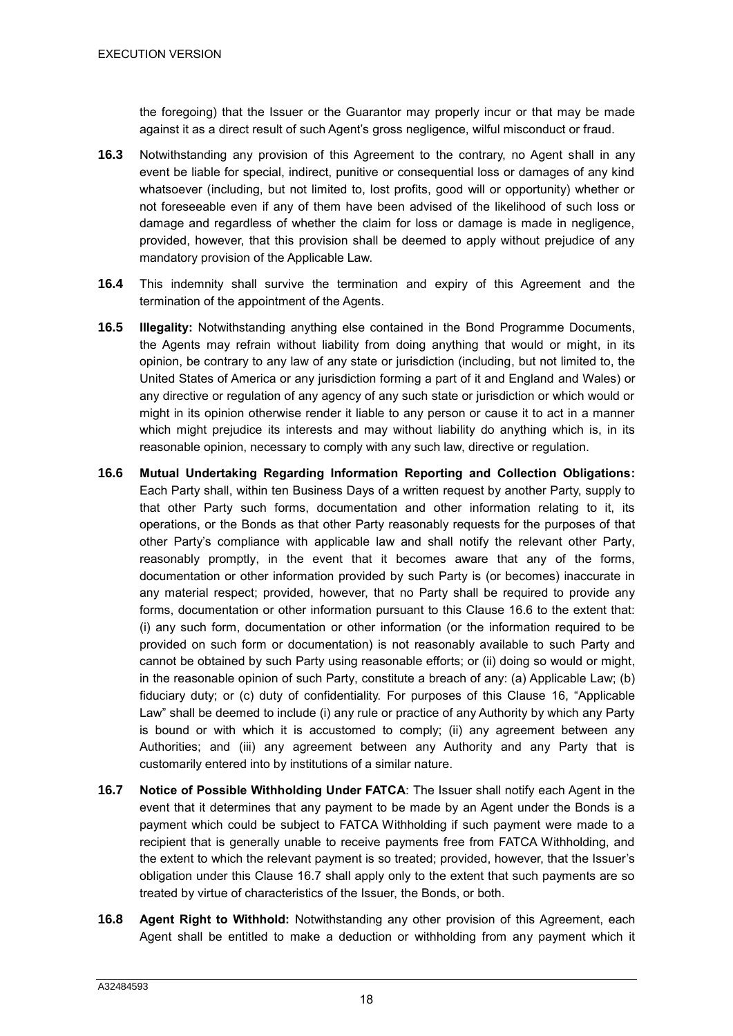the foregoing) that the Issuer or the Guarantor may properly incur or that may be made against it as a direct result of such Agent's gross negligence, wilful misconduct or fraud.

**16.3** Notwithstanding any provision of this Agreement to the contrary, no Agent shall in any event be liable for special, indirect, punitive or consequential loss or damages of any kind whatsoever (including, but not limited to, lost profits, good will or opportunity) whether or not foreseeable even if any of them have been advised of the likelihood of such loss or damage and regardless of whether the claim for loss or damage is made in negligence, provided, however, that this provision shall be deemed to apply without prejudice of any mandatory provision of the Applicable Law.

**16.4** This indemnity shall survive the termination and expiry of this Agreement and the termination of the appointment of the Agents.

**16.5** **Illegality:** Notwithstanding anything else contained in the Bond Programme Documents, the Agents may refrain without liability from doing anything that would or might, in its opinion, be contrary to any law of any state or jurisdiction (including, but not limited to, the United States of America or any jurisdiction forming a part of it and England and Wales) or any directive or regulation of any agency of any such state or jurisdiction or which would or might in its opinion otherwise render it liable to any person or cause it to act in a manner which might prejudice its interests and may without liability do anything which is, in its reasonable opinion, necessary to comply with any such law, directive or regulation.

**16.6** **Mutual Undertaking Regarding Information Reporting and Collection Obligations:** Each Party shall, within ten Business Days of a written request by another Party, supply to that other Party such forms, documentation and other information relating to it, its operations, or the Bonds as that other Party reasonably requests for the purposes of that other Party's compliance with applicable law and shall notify the relevant other Party, reasonably promptly, in the event that it becomes aware that any of the forms, documentation or other information provided by such Party is (or becomes) inaccurate in any material respect; provided, however, that no Party shall be required to provide any forms, documentation or other information pursuant to this Clause 16.6 to the extent that: (i) any such form, documentation or other information (or the information required to be provided on such form or documentation) is not reasonably available to such Party and cannot be obtained by such Party using reasonable efforts; or (ii) doing so would or might, in the reasonable opinion of such Party, constitute a breach of any: (a) Applicable Law; (b) fiduciary duty; or (c) duty of confidentiality. For purposes of this Clause 16, "Applicable Law" shall be deemed to include (i) any rule or practice of any Authority by which any Party is bound or with which it is accustomed to comply; (ii) any agreement between any Authorities; and (iii) any agreement between any Authority and any Party that is customarily entered into by institutions of a similar nature.

**16.7** **Notice of Possible Withholding Under FATCA**: The Issuer shall notify each Agent in the event that it determines that any payment to be made by an Agent under the Bonds is a payment which could be subject to FATCA Withholding if such payment were made to a recipient that is generally unable to receive payments free from FATCA Withholding, and the extent to which the relevant payment is so treated; provided, however, that the Issuer's obligation under this Clause 16.7 shall apply only to the extent that such payments are so treated by virtue of characteristics of the Issuer, the Bonds, or both.

**16.8** **Agent Right to Withhold:** Notwithstanding any other provision of this Agreement, each Agent shall be entitled to make a deduction or withholding from any payment which it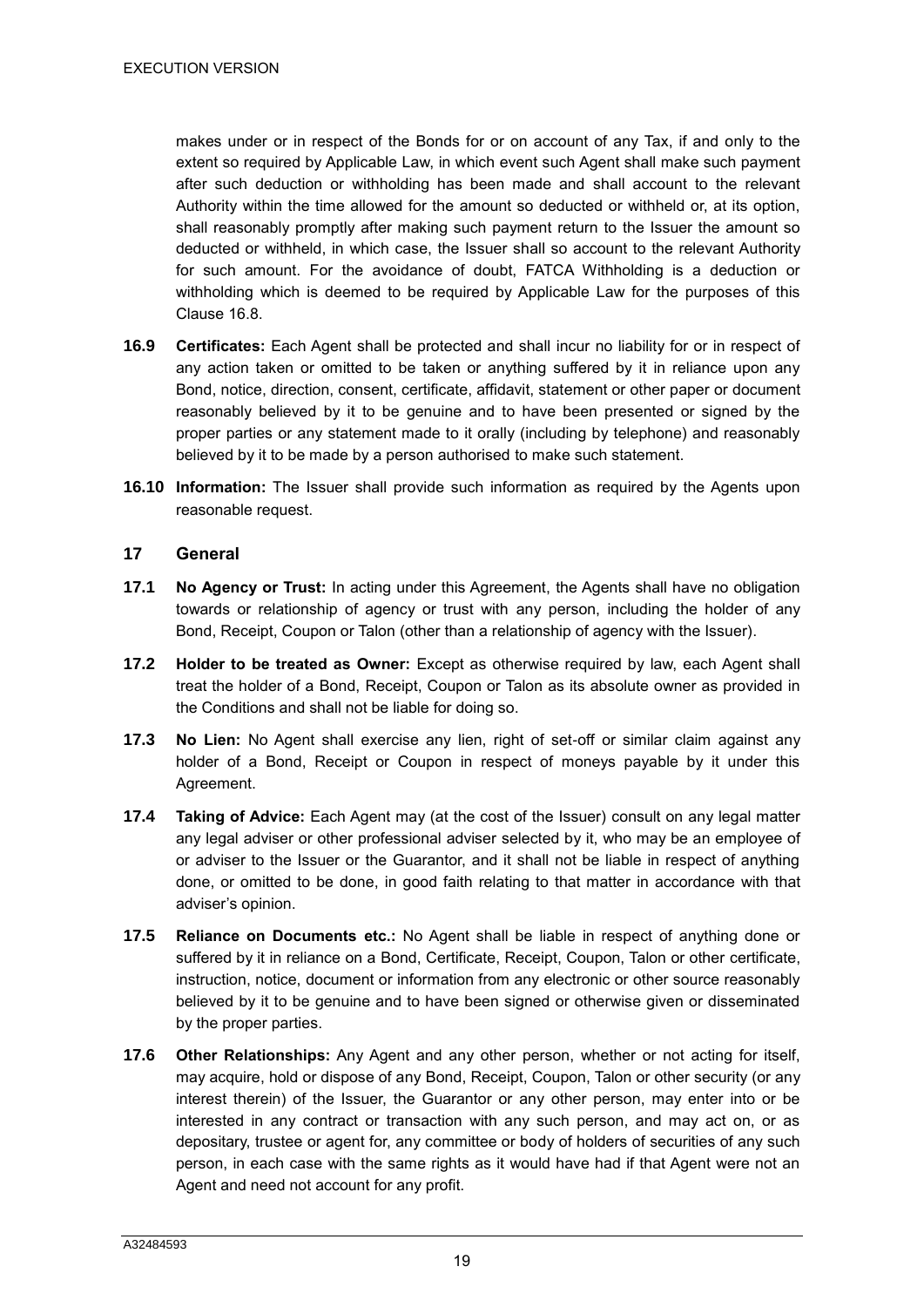makes under or in respect of the Bonds for or on account of any Tax, if and only to the extent so required by Applicable Law, in which event such Agent shall make such payment after such deduction or withholding has been made and shall account to the relevant Authority within the time allowed for the amount so deducted or withheld or, at its option, shall reasonably promptly after making such payment return to the Issuer the amount so deducted or withheld, in which case, the Issuer shall so account to the relevant Authority for such amount. For the avoidance of doubt, FATCA Withholding is a deduction or withholding which is deemed to be required by Applicable Law for the purposes of this Clause 16.8.

**16.9 Certificates:** Each Agent shall be protected and shall incur no liability for or in respect of any action taken or omitted to be taken or anything suffered by it in reliance upon any Bond, notice, direction, consent, certificate, affidavit, statement or other paper or document reasonably believed by it to be genuine and to have been presented or signed by the proper parties or any statement made to it orally (including by telephone) and reasonably believed by it to be made by a person authorised to make such statement.

**16.10 Information:** The Issuer shall provide such information as required by the Agents upon reasonable request.

## 17 General

**17.1 No Agency or Trust:** In acting under this Agreement, the Agents shall have no obligation towards or relationship of agency or trust with any person, including the holder of any Bond, Receipt, Coupon or Talon (other than a relationship of agency with the Issuer).

**17.2 Holder to be treated as Owner:** Except as otherwise required by law, each Agent shall treat the holder of a Bond, Receipt, Coupon or Talon as its absolute owner as provided in the Conditions and shall not be liable for doing so.

**17.3 No Lien:** No Agent shall exercise any lien, right of set-off or similar claim against any holder of a Bond, Receipt or Coupon in respect of moneys payable by it under this Agreement.

**17.4 Taking of Advice:** Each Agent may (at the cost of the Issuer) consult on any legal matter any legal adviser or other professional adviser selected by it, who may be an employee of or adviser to the Issuer or the Guarantor, and it shall not be liable in respect of anything done, or omitted to be done, in good faith relating to that matter in accordance with that adviser's opinion.

**17.5 Reliance on Documents etc.:** No Agent shall be liable in respect of anything done or suffered by it in reliance on a Bond, Certificate, Receipt, Coupon, Talon or other certificate, instruction, notice, document or information from any electronic or other source reasonably believed by it to be genuine and to have been signed or otherwise given or disseminated by the proper parties.

**17.6 Other Relationships:** Any Agent and any other person, whether or not acting for itself, may acquire, hold or dispose of any Bond, Receipt, Coupon, Talon or other security (or any interest therein) of the Issuer, the Guarantor or any other person, may enter into or be interested in any contract or transaction with any such person, and may act on, or as depositary, trustee or agent for, any committee or body of holders of securities of any such person, in each case with the same rights as it would have had if that Agent were not an Agent and need not account for any profit.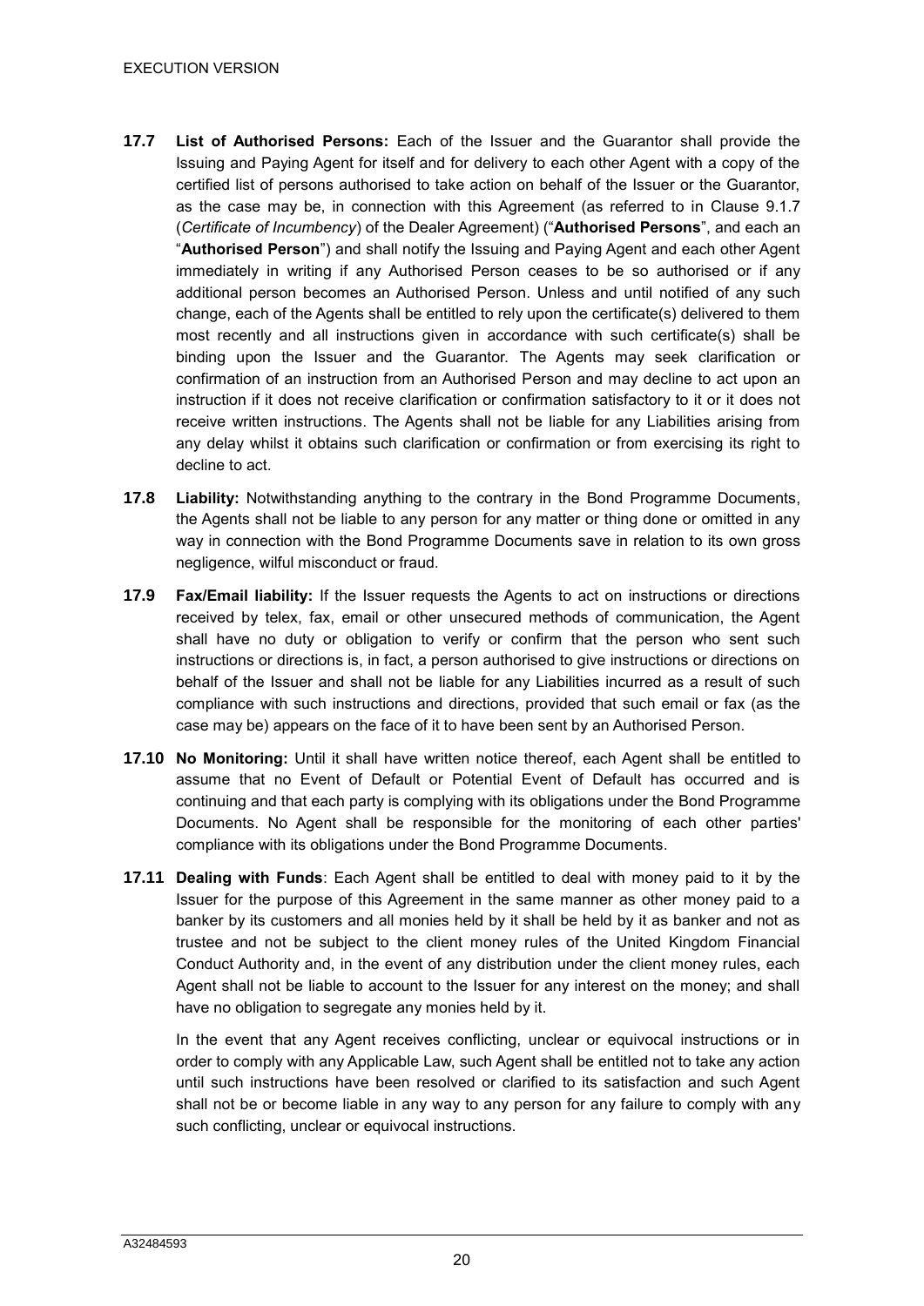**17.7 List of Authorised Persons:** Each of the Issuer and the Guarantor shall provide the Issuing and Paying Agent for itself and for delivery to each other Agent with a copy of the certified list of persons authorised to take action on behalf of the Issuer or the Guarantor, as the case may be, in connection with this Agreement (as referred to in Clause 9.1.7 (*Certificate of Incumbency*) of the Dealer Agreement) ("**Authorised Persons**", and each an "**Authorised Person**") and shall notify the Issuing and Paying Agent and each other Agent immediately in writing if any Authorised Person ceases to be so authorised or if any additional person becomes an Authorised Person. Unless and until notified of any such change, each of the Agents shall be entitled to rely upon the certificate(s) delivered to them most recently and all instructions given in accordance with such certificate(s) shall be binding upon the Issuer and the Guarantor. The Agents may seek clarification or confirmation of an instruction from an Authorised Person and may decline to act upon an instruction if it does not receive clarification or confirmation satisfactory to it or it does not receive written instructions. The Agents shall not be liable for any Liabilities arising from any delay whilst it obtains such clarification or confirmation or from exercising its right to decline to act.

**17.8 Liability:** Notwithstanding anything to the contrary in the Bond Programme Documents, the Agents shall not be liable to any person for any matter or thing done or omitted in any way in connection with the Bond Programme Documents save in relation to its own gross negligence, wilful misconduct or fraud.

**17.9 Fax/Email liability:** If the Issuer requests the Agents to act on instructions or directions received by telex, fax, email or other unsecured methods of communication, the Agent shall have no duty or obligation to verify or confirm that the person who sent such instructions or directions is, in fact, a person authorised to give instructions or directions on behalf of the Issuer and shall not be liable for any Liabilities incurred as a result of such compliance with such instructions and directions, provided that such email or fax (as the case may be) appears on the face of it to have been sent by an Authorised Person.

**17.10 No Monitoring:** Until it shall have written notice thereof, each Agent shall be entitled to assume that no Event of Default or Potential Event of Default has occurred and is continuing and that each party is complying with its obligations under the Bond Programme Documents. No Agent shall be responsible for the monitoring of each other parties' compliance with its obligations under the Bond Programme Documents.

**17.11 Dealing with Funds**: Each Agent shall be entitled to deal with money paid to it by the Issuer for the purpose of this Agreement in the same manner as other money paid to a banker by its customers and all monies held by it shall be held by it as banker and not as trustee and not be subject to the client money rules of the United Kingdom Financial Conduct Authority and, in the event of any distribution under the client money rules, each Agent shall not be liable to account to the Issuer for any interest on the money; and shall have no obligation to segregate any monies held by it.

In the event that any Agent receives conflicting, unclear or equivocal instructions or in order to comply with any Applicable Law, such Agent shall be entitled not to take any action until such instructions have been resolved or clarified to its satisfaction and such Agent shall not be or become liable in any way to any person for any failure to comply with any such conflicting, unclear or equivocal instructions.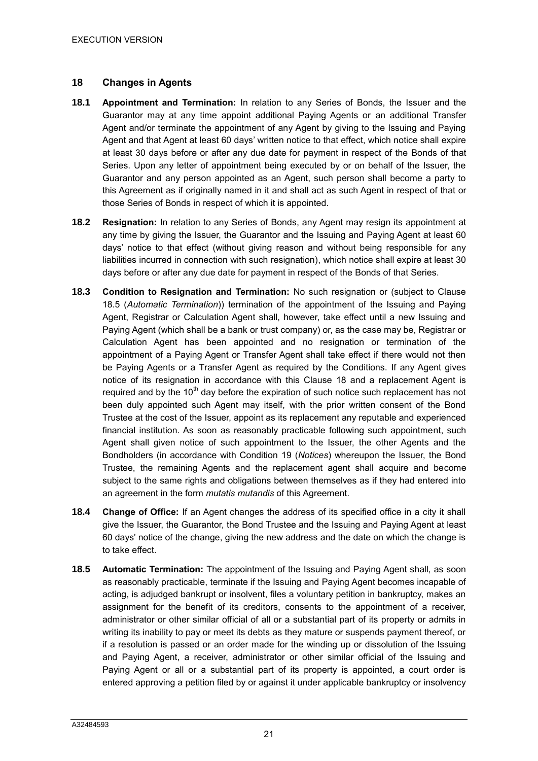## 18 Changes in Agents

**18.1 Appointment and Termination:** In relation to any Series of Bonds, the Issuer and the Guarantor may at any time appoint additional Paying Agents or an additional Transfer Agent and/or terminate the appointment of any Agent by giving to the Issuing and Paying Agent and that Agent at least 60 days' written notice to that effect, which notice shall expire at least 30 days before or after any due date for payment in respect of the Bonds of that Series. Upon any letter of appointment being executed by or on behalf of the Issuer, the Guarantor and any person appointed as an Agent, such person shall become a party to this Agreement as if originally named in it and shall act as such Agent in respect of that or those Series of Bonds in respect of which it is appointed.

**18.2 Resignation:** In relation to any Series of Bonds, any Agent may resign its appointment at any time by giving the Issuer, the Guarantor and the Issuing and Paying Agent at least 60 days' notice to that effect (without giving reason and without being responsible for any liabilities incurred in connection with such resignation), which notice shall expire at least 30 days before or after any due date for payment in respect of the Bonds of that Series.

**18.3 Condition to Resignation and Termination:** No such resignation or (subject to Clause 18.5 (*Automatic Termination*)) termination of the appointment of the Issuing and Paying Agent, Registrar or Calculation Agent shall, however, take effect until a new Issuing and Paying Agent (which shall be a bank or trust company) or, as the case may be, Registrar or Calculation Agent has been appointed and no resignation or termination of the appointment of a Paying Agent or Transfer Agent shall take effect if there would not then be Paying Agents or a Transfer Agent as required by the Conditions. If any Agent gives notice of its resignation in accordance with this Clause 18 and a replacement Agent is required and by the 10th day before the expiration of such notice such replacement has not been duly appointed such Agent may itself, with the prior written consent of the Bond Trustee at the cost of the Issuer, appoint as its replacement any reputable and experienced financial institution. As soon as reasonably practicable following such appointment, such Agent shall given notice of such appointment to the Issuer, the other Agents and the Bondholders (in accordance with Condition 19 (*Notices*) whereupon the Issuer, the Bond Trustee, the remaining Agents and the replacement agent shall acquire and become subject to the same rights and obligations between themselves as if they had entered into an agreement in the form *mutatis mutandis* of this Agreement.

**18.4 Change of Office:** If an Agent changes the address of its specified office in a city it shall give the Issuer, the Guarantor, the Bond Trustee and the Issuing and Paying Agent at least 60 days' notice of the change, giving the new address and the date on which the change is to take effect.

**18.5 Automatic Termination:** The appointment of the Issuing and Paying Agent shall, as soon as reasonably practicable, terminate if the Issuing and Paying Agent becomes incapable of acting, is adjudged bankrupt or insolvent, files a voluntary petition in bankruptcy, makes an assignment for the benefit of its creditors, consents to the appointment of a receiver, administrator or other similar official of all or a substantial part of its property or admits in writing its inability to pay or meet its debts as they mature or suspends payment thereof, or if a resolution is passed or an order made for the winding up or dissolution of the Issuing and Paying Agent, a receiver, administrator or other similar official of the Issuing and Paying Agent or all or a substantial part of its property is appointed, a court order is entered approving a petition filed by or against it under applicable bankruptcy or insolvency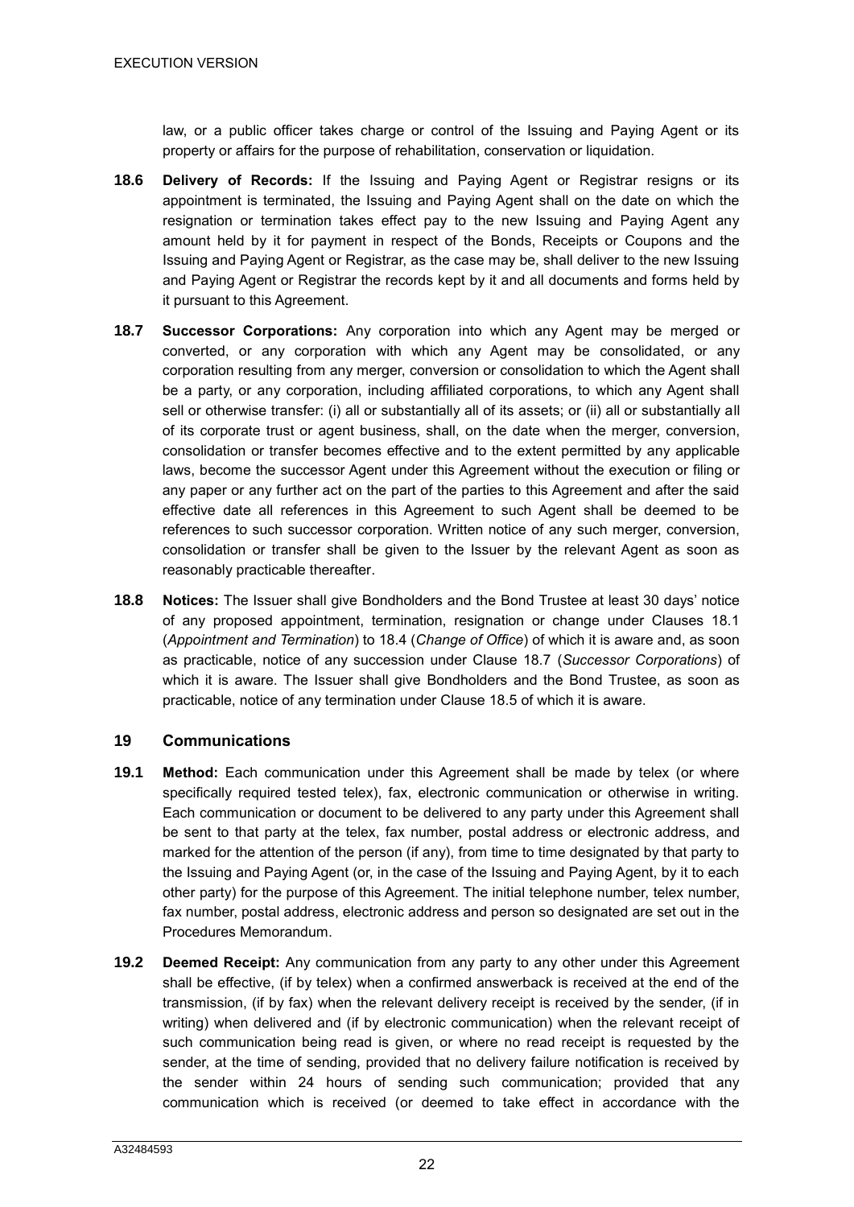law, or a public officer takes charge or control of the Issuing and Paying Agent or its property or affairs for the purpose of rehabilitation, conservation or liquidation.

**18.6 Delivery of Records:** If the Issuing and Paying Agent or Registrar resigns or its appointment is terminated, the Issuing and Paying Agent shall on the date on which the resignation or termination takes effect pay to the new Issuing and Paying Agent any amount held by it for payment in respect of the Bonds, Receipts or Coupons and the Issuing and Paying Agent or Registrar, as the case may be, shall deliver to the new Issuing and Paying Agent or Registrar the records kept by it and all documents and forms held by it pursuant to this Agreement.

**18.7 Successor Corporations:** Any corporation into which any Agent may be merged or converted, or any corporation with which any Agent may be consolidated, or any corporation resulting from any merger, conversion or consolidation to which the Agent shall be a party, or any corporation, including affiliated corporations, to which any Agent shall sell or otherwise transfer: (i) all or substantially all of its assets; or (ii) all or substantially all of its corporate trust or agent business, shall, on the date when the merger, conversion, consolidation or transfer becomes effective and to the extent permitted by any applicable laws, become the successor Agent under this Agreement without the execution or filing or any paper or any further act on the part of the parties to this Agreement and after the said effective date all references in this Agreement to such Agent shall be deemed to be references to such successor corporation. Written notice of any such merger, conversion, consolidation or transfer shall be given to the Issuer by the relevant Agent as soon as reasonably practicable thereafter.

**18.8 Notices:** The Issuer shall give Bondholders and the Bond Trustee at least 30 days' notice of any proposed appointment, termination, resignation or change under Clauses 18.1 (*Appointment and Termination*) to 18.4 (*Change of Office*) of which it is aware and, as soon as practicable, notice of any succession under Clause 18.7 (*Successor Corporations*) of which it is aware. The Issuer shall give Bondholders and the Bond Trustee, as soon as practicable, notice of any termination under Clause 18.5 of which it is aware.

## 19 Communications

**19.1 Method:** Each communication under this Agreement shall be made by telex (or where specifically required tested telex), fax, electronic communication or otherwise in writing. Each communication or document to be delivered to any party under this Agreement shall be sent to that party at the telex, fax number, postal address or electronic address, and marked for the attention of the person (if any), from time to time designated by that party to the Issuing and Paying Agent (or, in the case of the Issuing and Paying Agent, by it to each other party) for the purpose of this Agreement. The initial telephone number, telex number, fax number, postal address, electronic address and person so designated are set out in the Procedures Memorandum.

**19.2 Deemed Receipt:** Any communication from any party to any other under this Agreement shall be effective, (if by telex) when a confirmed answerback is received at the end of the transmission, (if by fax) when the relevant delivery receipt is received by the sender, (if in writing) when delivered and (if by electronic communication) when the relevant receipt of such communication being read is given, or where no read receipt is requested by the sender, at the time of sending, provided that no delivery failure notification is received by the sender within 24 hours of sending such communication; provided that any communication which is received (or deemed to take effect in accordance with the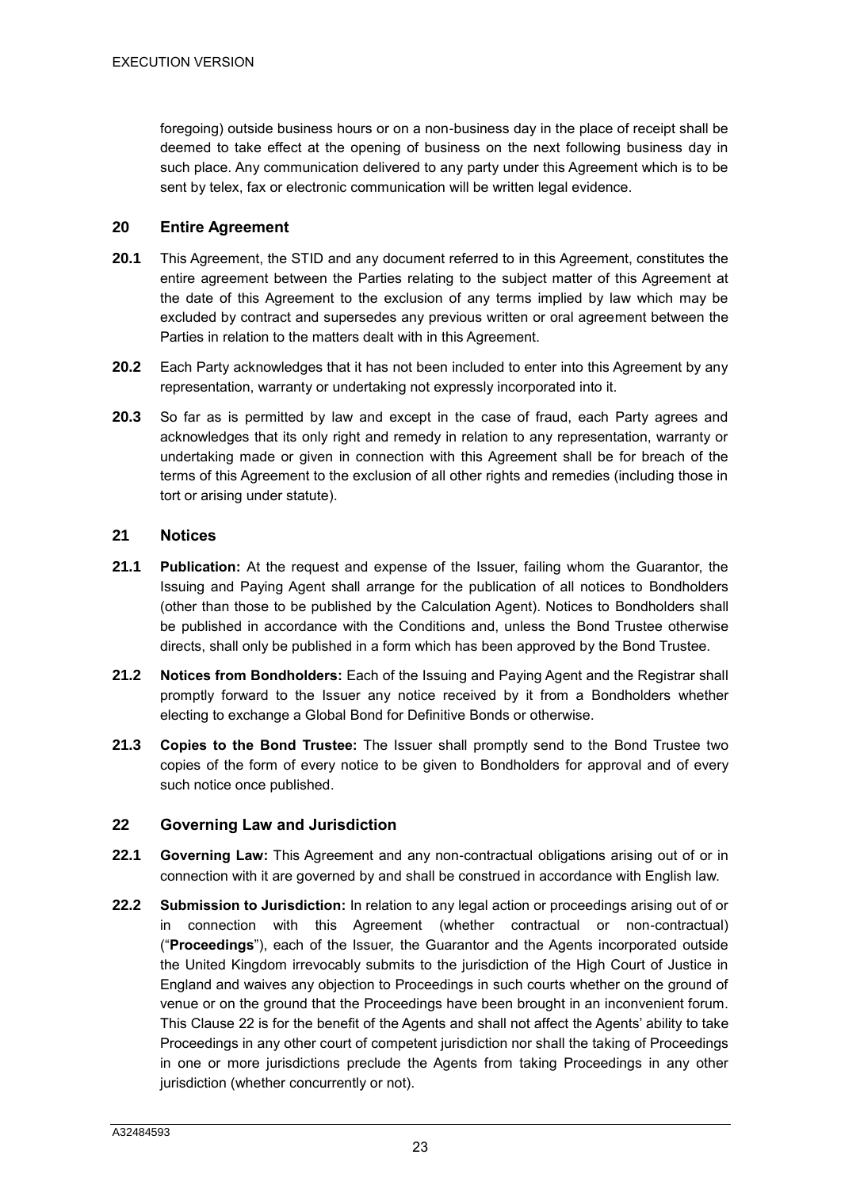foregoing) outside business hours or on a non-business day in the place of receipt shall be deemed to take effect at the opening of business on the next following business day in such place. Any communication delivered to any party under this Agreement which is to be sent by telex, fax or electronic communication will be written legal evidence.

## 20 Entire Agreement

**20.1** This Agreement, the STID and any document referred to in this Agreement, constitutes the entire agreement between the Parties relating to the subject matter of this Agreement at the date of this Agreement to the exclusion of any terms implied by law which may be excluded by contract and supersedes any previous written or oral agreement between the Parties in relation to the matters dealt with in this Agreement.

**20.2** Each Party acknowledges that it has not been included to enter into this Agreement by any representation, warranty or undertaking not expressly incorporated into it.

**20.3** So far as is permitted by law and except in the case of fraud, each Party agrees and acknowledges that its only right and remedy in relation to any representation, warranty or undertaking made or given in connection with this Agreement shall be for breach of the terms of this Agreement to the exclusion of all other rights and remedies (including those in tort or arising under statute).

## 21 Notices

**21.1** **Publication:** At the request and expense of the Issuer, failing whom the Guarantor, the Issuing and Paying Agent shall arrange for the publication of all notices to Bondholders (other than those to be published by the Calculation Agent). Notices to Bondholders shall be published in accordance with the Conditions and, unless the Bond Trustee otherwise directs, shall only be published in a form which has been approved by the Bond Trustee.

**21.2** **Notices from Bondholders:** Each of the Issuing and Paying Agent and the Registrar shall promptly forward to the Issuer any notice received by it from a Bondholders whether electing to exchange a Global Bond for Definitive Bonds or otherwise.

**21.3** **Copies to the Bond Trustee:** The Issuer shall promptly send to the Bond Trustee two copies of the form of every notice to be given to Bondholders for approval and of every such notice once published.

## 22 Governing Law and Jurisdiction

**22.1** **Governing Law:** This Agreement and any non-contractual obligations arising out of or in connection with it are governed by and shall be construed in accordance with English law.

**22.2** **Submission to Jurisdiction:** In relation to any legal action or proceedings arising out of or in connection with this Agreement (whether contractual or non-contractual) ("**Proceedings**"), each of the Issuer, the Guarantor and the Agents incorporated outside the United Kingdom irrevocably submits to the jurisdiction of the High Court of Justice in England and waives any objection to Proceedings in such courts whether on the ground of venue or on the ground that the Proceedings have been brought in an inconvenient forum. This Clause 22 is for the benefit of the Agents and shall not affect the Agents' ability to take Proceedings in any other court of competent jurisdiction nor shall the taking of Proceedings in one or more jurisdictions preclude the Agents from taking Proceedings in any other jurisdiction (whether concurrently or not).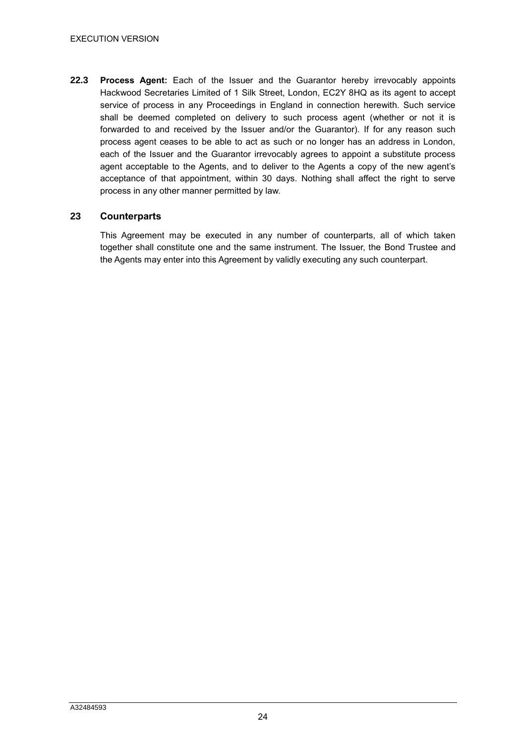**22.3 Process Agent:** Each of the Issuer and the Guarantor hereby irrevocably appoints Hackwood Secretaries Limited of 1 Silk Street, London, EC2Y 8HQ as its agent to accept service of process in any Proceedings in England in connection herewith. Such service shall be deemed completed on delivery to such process agent (whether or not it is forwarded to and received by the Issuer and/or the Guarantor). If for any reason such process agent ceases to be able to act as such or no longer has an address in London, each of the Issuer and the Guarantor irrevocably agrees to appoint a substitute process agent acceptable to the Agents, and to deliver to the Agents a copy of the new agent's acceptance of that appointment, within 30 days. Nothing shall affect the right to serve process in any other manner permitted by law.

## 23 Counterparts

This Agreement may be executed in any number of counterparts, all of which taken together shall constitute one and the same instrument. The Issuer, the Bond Trustee and the Agents may enter into this Agreement by validly executing any such counterpart.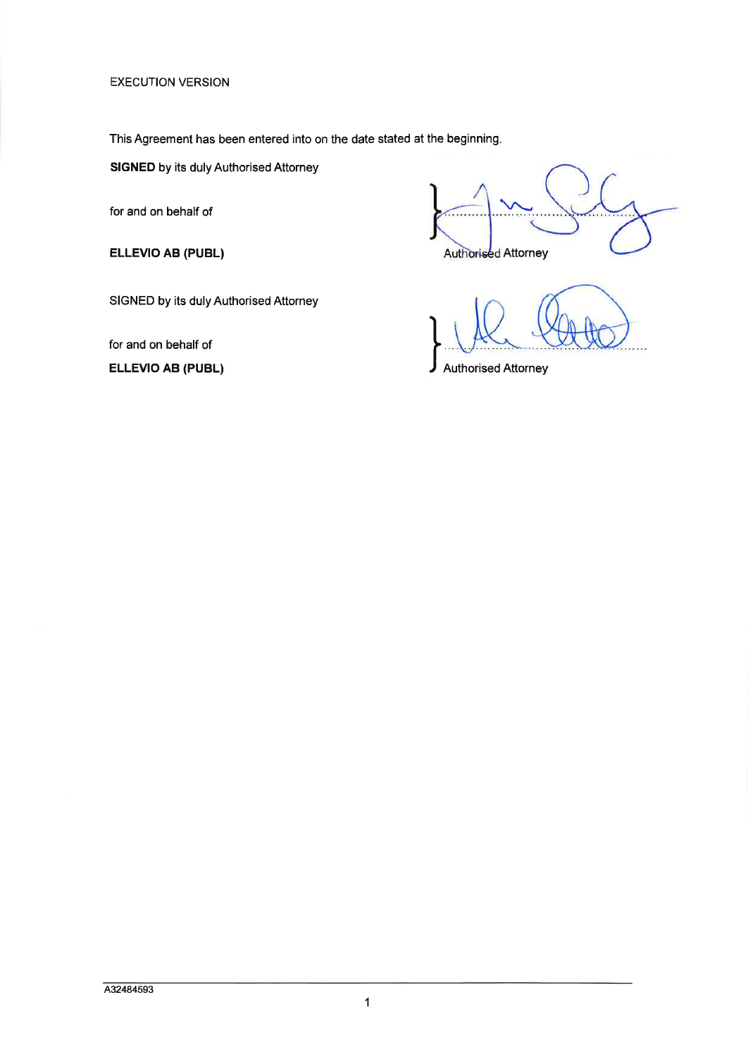EXECUTION VERSION

This Agreement has been entered into on the date stated at the beginning.

**SIGNED** by its duly Authorised Attorney

for and on behalf of

**ELLEVIO AB (PUBL)**

} ............................................
Authorised Attorney

SIGNED by its duly Authorised Attorney

for and on behalf of

**ELLEVIO AB (PUBL)**

} ............................................
Authorised Attorney

A32484593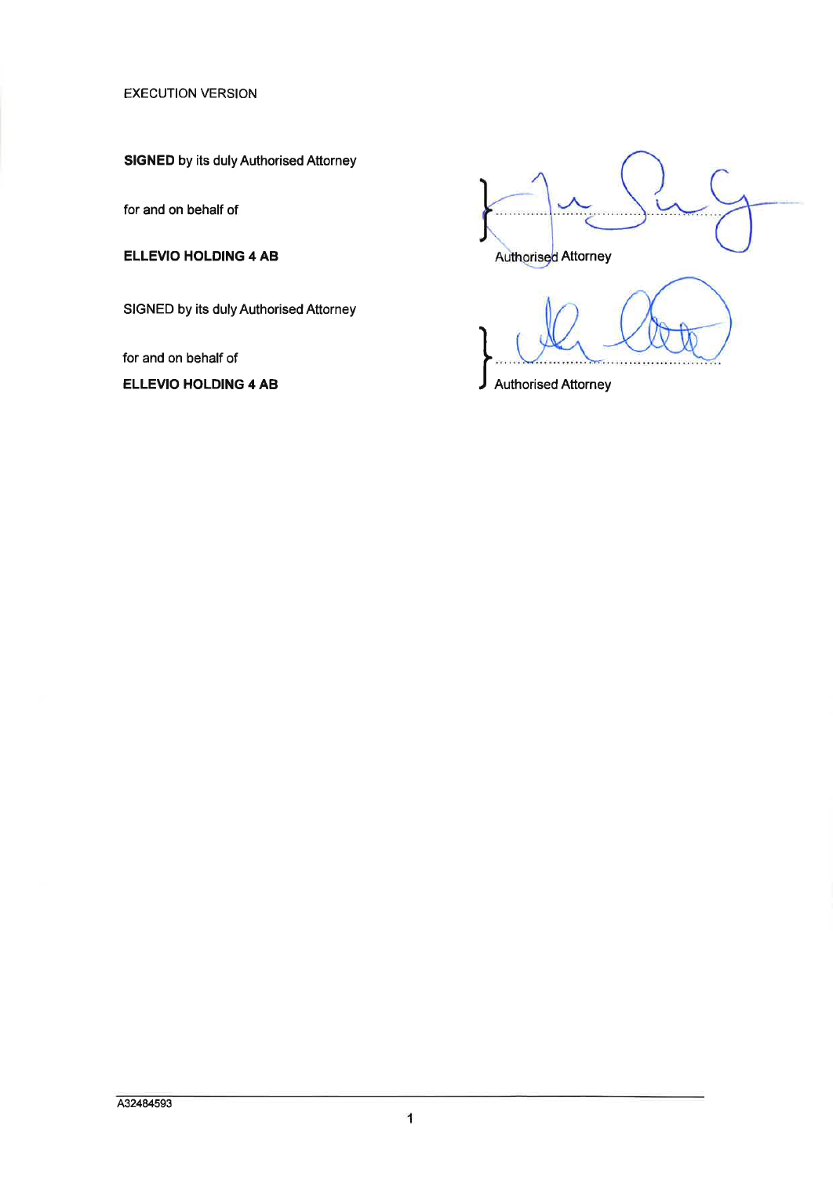EXECUTION VERSION

**SIGNED** by its duly Authorised Attorney

for and on behalf of

**ELLEVIO HOLDING 4 AB**

}

.......................................................

Authorised Attorney

SIGNED by its duly Authorised Attorney

for and on behalf of

**ELLEVIO HOLDING 4 AB**

}

.......................................................

Authorised Attorney

A32484593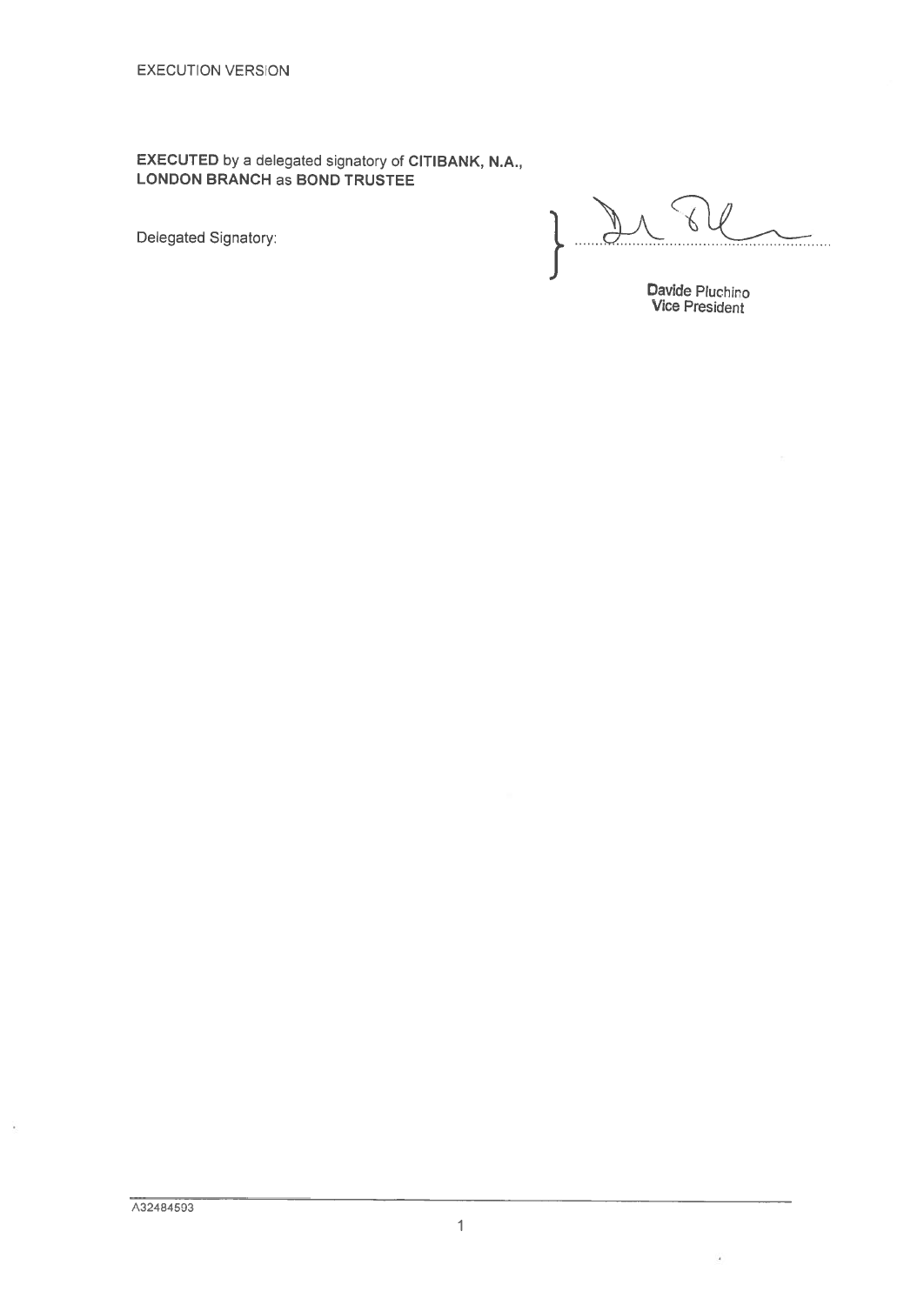EXECUTION VERSION

**EXECUTED** by a delegated signatory of **CITIBANK, N.A., LONDON BRANCH** as **BOND TRUSTEE**

Delegated Signatory: } ..............................................................

Davide Pluchino
Vice President

A32484593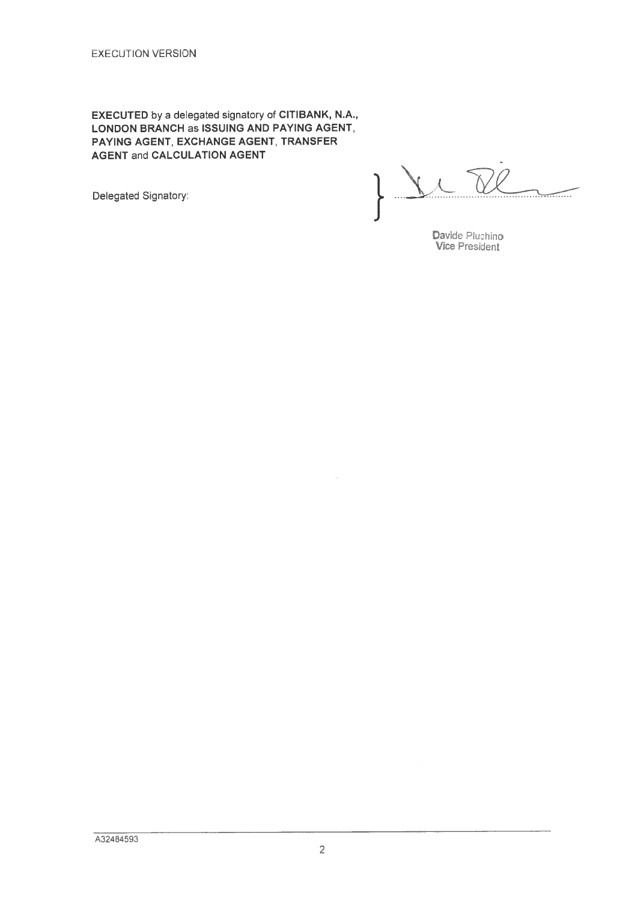EXECUTION VERSION

**EXECUTED** by a delegated signatory of **CITIBANK, N.A., LONDON BRANCH** as **ISSUING AND PAYING AGENT, PAYING AGENT, EXCHANGE AGENT, TRANSFER AGENT** and **CALCULATION AGENT**

Delegated Signatory: } ..................................................

Davide Pluchino
Vice President

A32484593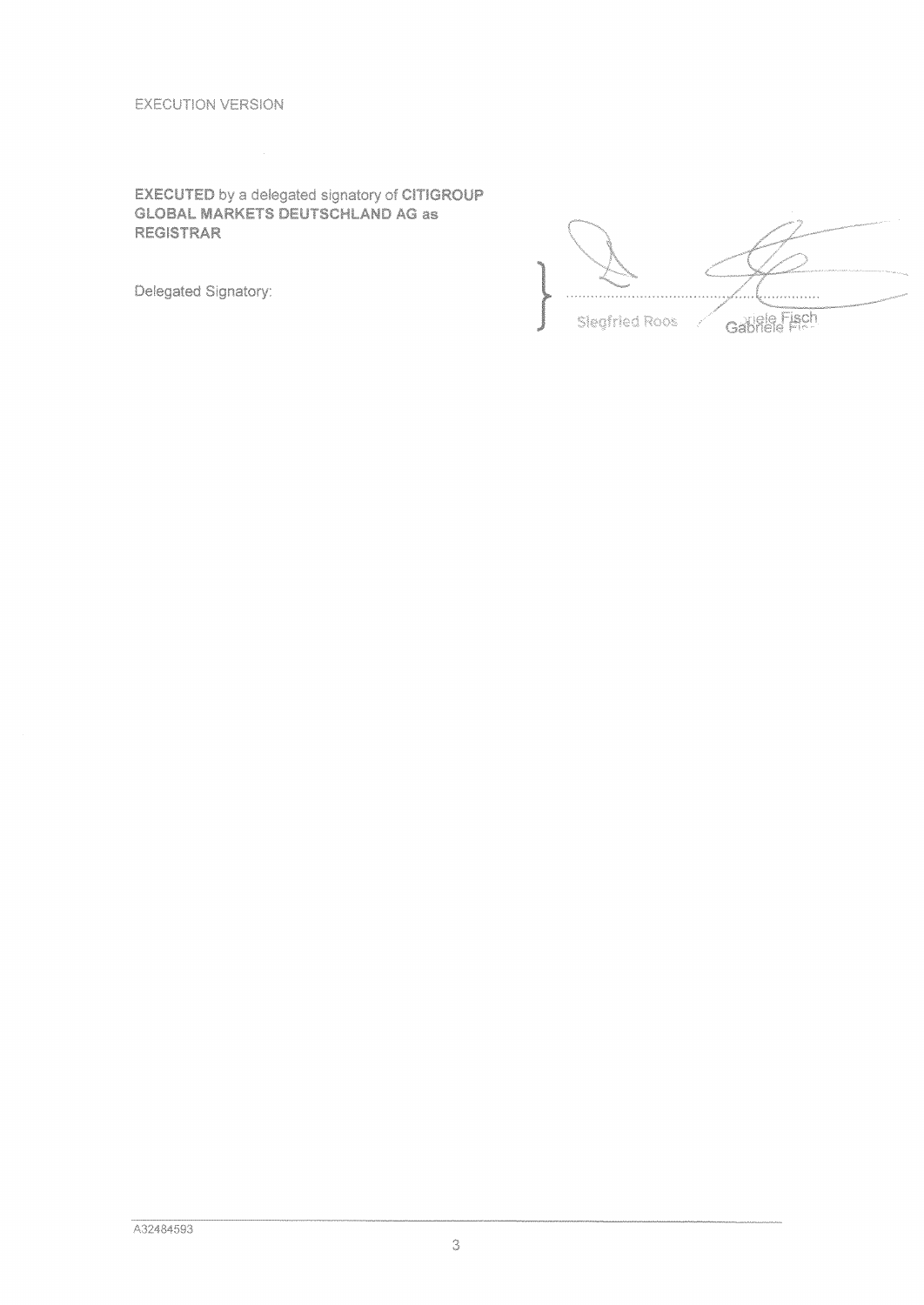EXECUTION VERSION

**EXECUTED** by a delegated signatory of **CITIGROUP GLOBAL MARKETS DEUTSCHLAND AG as REGISTRAR**

Delegated Signatory:

}  ......................................................

Siegfried Roos    Gabriele Fisch

A32484593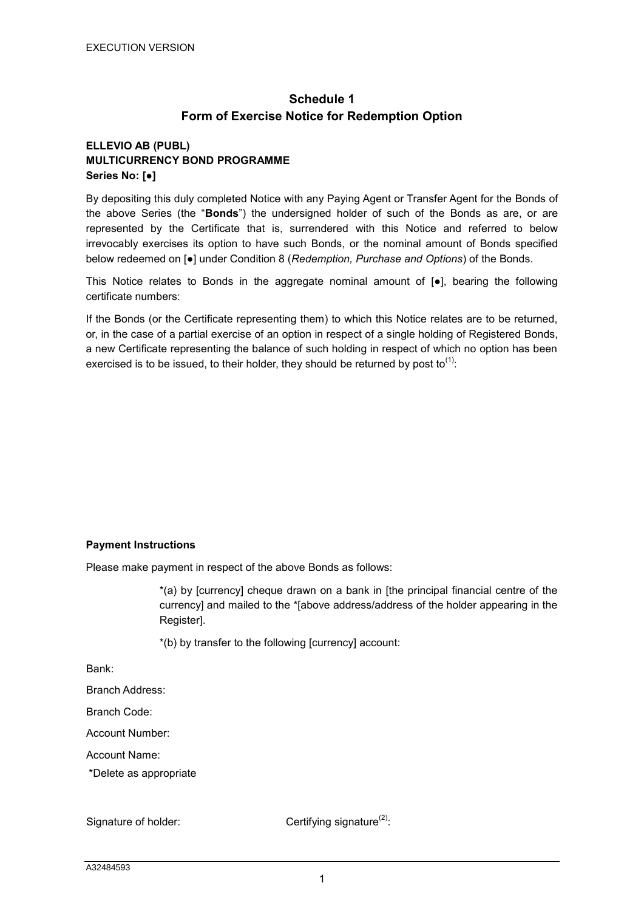## Schedule 1
## Form of Exercise Notice for Redemption Option

**ELLEVIO AB (PUBL)**
**MULTICURRENCY BOND PROGRAMME**
**Series No: [●]**

By depositing this duly completed Notice with any Paying Agent or Transfer Agent for the Bonds of the above Series (the "**Bonds**") the undersigned holder of such of the Bonds as are, or are represented by the Certificate that is, surrendered with this Notice and referred to below irrevocably exercises its option to have such Bonds, or the nominal amount of Bonds specified below redeemed on [●] under Condition 8 (*Redemption, Purchase and Options*) of the Bonds.

This Notice relates to Bonds in the aggregate nominal amount of [●], bearing the following certificate numbers:

If the Bonds (or the Certificate representing them) to which this Notice relates are to be returned, or, in the case of a partial exercise of an option in respect of a single holding of Registered Bonds, a new Certificate representing the balance of such holding in respect of which no option has been exercised is to be issued, to their holder, they should be returned by post to(1):

**Payment Instructions**

Please make payment in respect of the above Bonds as follows:

*(a) by [currency] cheque drawn on a bank in [the principal financial centre of the currency] and mailed to the *[above address/address of the holder appearing in the Register].

*(b) by transfer to the following [currency] account:

Bank:

Branch Address:

Branch Code:

Account Number:

Account Name:

*Delete as appropriate

Signature of holder: Certifying signature(2):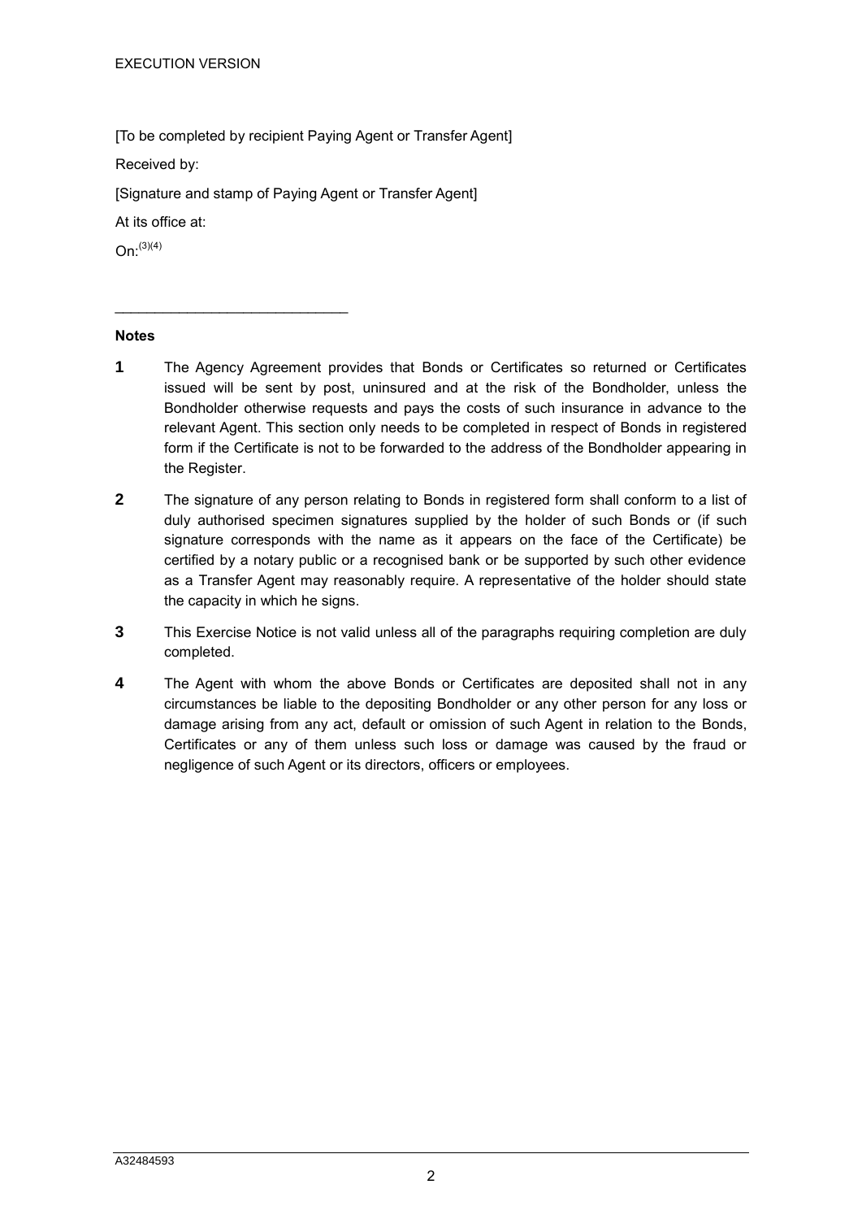[To be completed by recipient Paying Agent or Transfer Agent]

Received by:

[Signature and stamp of Paying Agent or Transfer Agent]

At its office at:

On:[(3)(4)]

______________________________

**Notes**

**1** The Agency Agreement provides that Bonds or Certificates so returned or Certificates issued will be sent by post, uninsured and at the risk of the Bondholder, unless the Bondholder otherwise requests and pays the costs of such insurance in advance to the relevant Agent. This section only needs to be completed in respect of Bonds in registered form if the Certificate is not to be forwarded to the address of the Bondholder appearing in the Register.

**2** The signature of any person relating to Bonds in registered form shall conform to a list of duly authorised specimen signatures supplied by the holder of such Bonds or (if such signature corresponds with the name as it appears on the face of the Certificate) be certified by a notary public or a recognised bank or be supported by such other evidence as a Transfer Agent may reasonably require. A representative of the holder should state the capacity in which he signs.

**3** This Exercise Notice is not valid unless all of the paragraphs requiring completion are duly completed.

**4** The Agent with whom the above Bonds or Certificates are deposited shall not in any circumstances be liable to the depositing Bondholder or any other person for any loss or damage arising from any act, default or omission of such Agent in relation to the Bonds, Certificates or any of them unless such loss or damage was caused by the fraud or negligence of such Agent or its directors, officers or employees.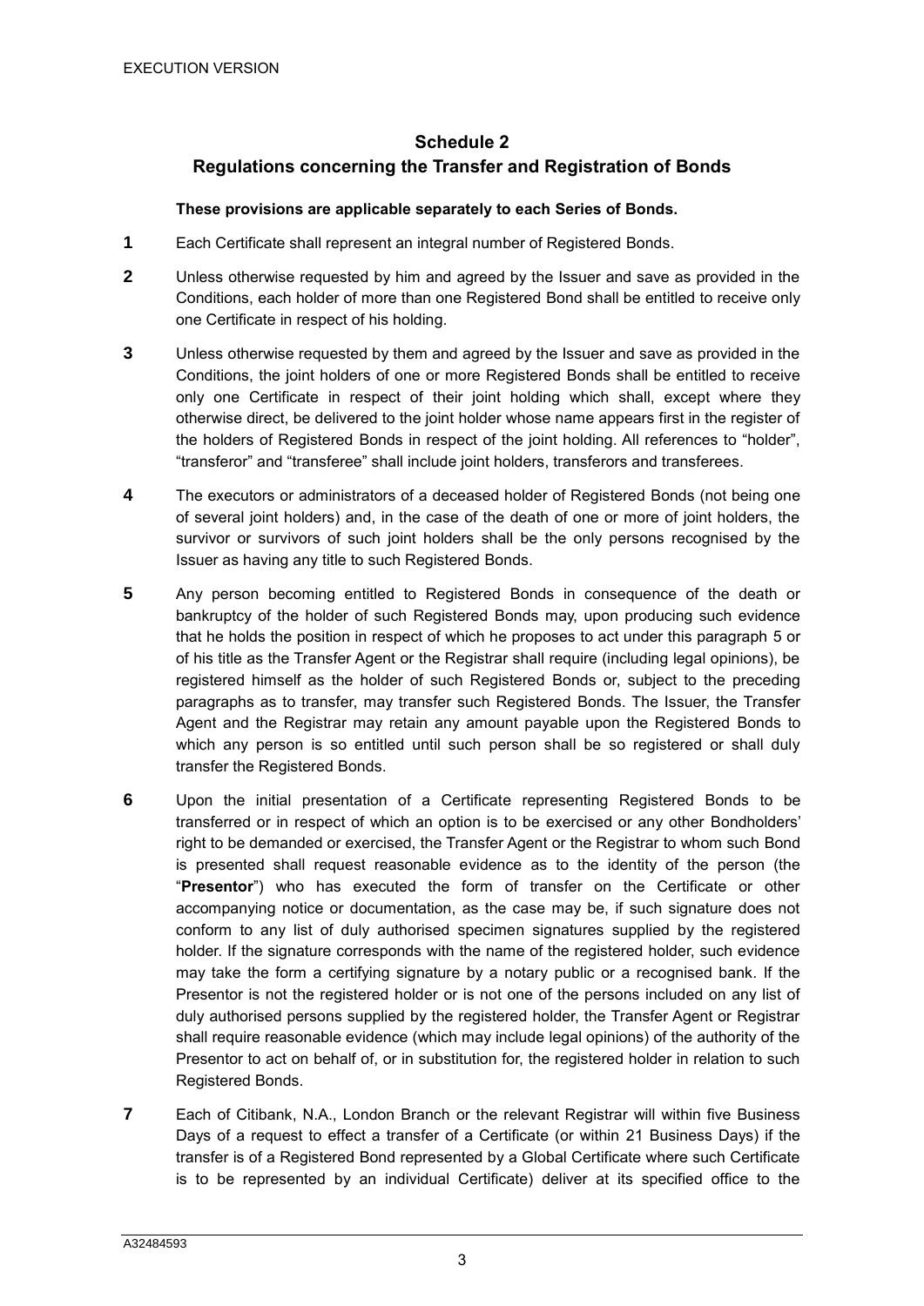# Schedule 2

## Regulations concerning the Transfer and Registration of Bonds

**These provisions are applicable separately to each Series of Bonds.**

**1** Each Certificate shall represent an integral number of Registered Bonds.

**2** Unless otherwise requested by him and agreed by the Issuer and save as provided in the Conditions, each holder of more than one Registered Bond shall be entitled to receive only one Certificate in respect of his holding.

**3** Unless otherwise requested by them and agreed by the Issuer and save as provided in the Conditions, the joint holders of one or more Registered Bonds shall be entitled to receive only one Certificate in respect of their joint holding which shall, except where they otherwise direct, be delivered to the joint holder whose name appears first in the register of the holders of Registered Bonds in respect of the joint holding. All references to "holder", "transferor" and "transferee" shall include joint holders, transferors and transferees.

**4** The executors or administrators of a deceased holder of Registered Bonds (not being one of several joint holders) and, in the case of the death of one or more of joint holders, the survivor or survivors of such joint holders shall be the only persons recognised by the Issuer as having any title to such Registered Bonds.

**5** Any person becoming entitled to Registered Bonds in consequence of the death or bankruptcy of the holder of such Registered Bonds may, upon producing such evidence that he holds the position in respect of which he proposes to act under this paragraph 5 or of his title as the Transfer Agent or the Registrar shall require (including legal opinions), be registered himself as the holder of such Registered Bonds or, subject to the preceding paragraphs as to transfer, may transfer such Registered Bonds. The Issuer, the Transfer Agent and the Registrar may retain any amount payable upon the Registered Bonds to which any person is so entitled until such person shall be so registered or shall duly transfer the Registered Bonds.

**6** Upon the initial presentation of a Certificate representing Registered Bonds to be transferred or in respect of which an option is to be exercised or any other Bondholders' right to be demanded or exercised, the Transfer Agent or the Registrar to whom such Bond is presented shall request reasonable evidence as to the identity of the person (the "**Presentor**") who has executed the form of transfer on the Certificate or other accompanying notice or documentation, as the case may be, if such signature does not conform to any list of duly authorised specimen signatures supplied by the registered holder. If the signature corresponds with the name of the registered holder, such evidence may take the form a certifying signature by a notary public or a recognised bank. If the Presentor is not the registered holder or is not one of the persons included on any list of duly authorised persons supplied by the registered holder, the Transfer Agent or Registrar shall require reasonable evidence (which may include legal opinions) of the authority of the Presentor to act on behalf of, or in substitution for, the registered holder in relation to such Registered Bonds.

**7** Each of Citibank, N.A., London Branch or the relevant Registrar will within five Business Days of a request to effect a transfer of a Certificate (or within 21 Business Days) if the transfer is of a Registered Bond represented by a Global Certificate where such Certificate is to be represented by an individual Certificate) deliver at its specified office to the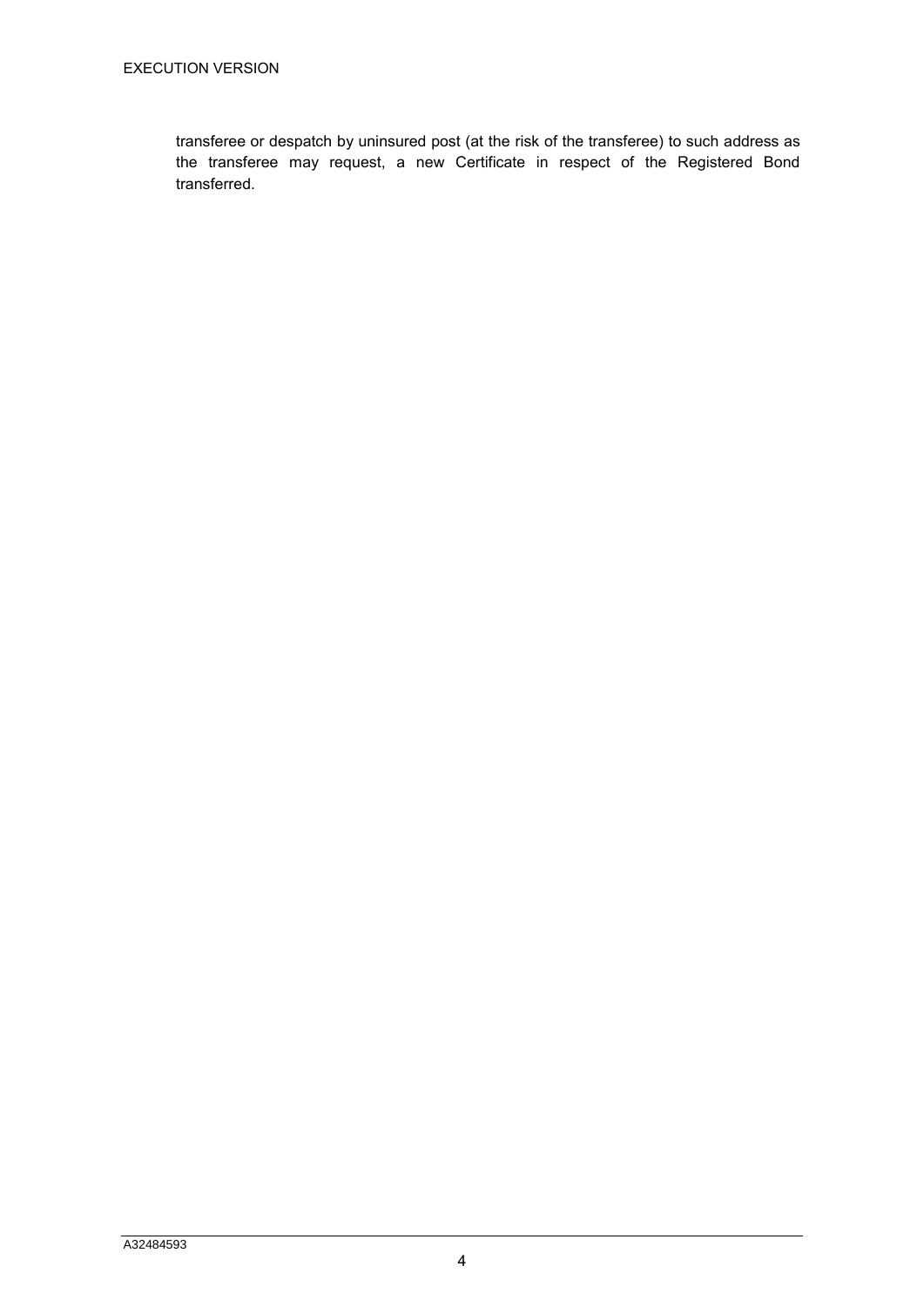transferee or despatch by uninsured post (at the risk of the transferee) to such address as the transferee may request, a new Certificate in respect of the Registered Bond transferred.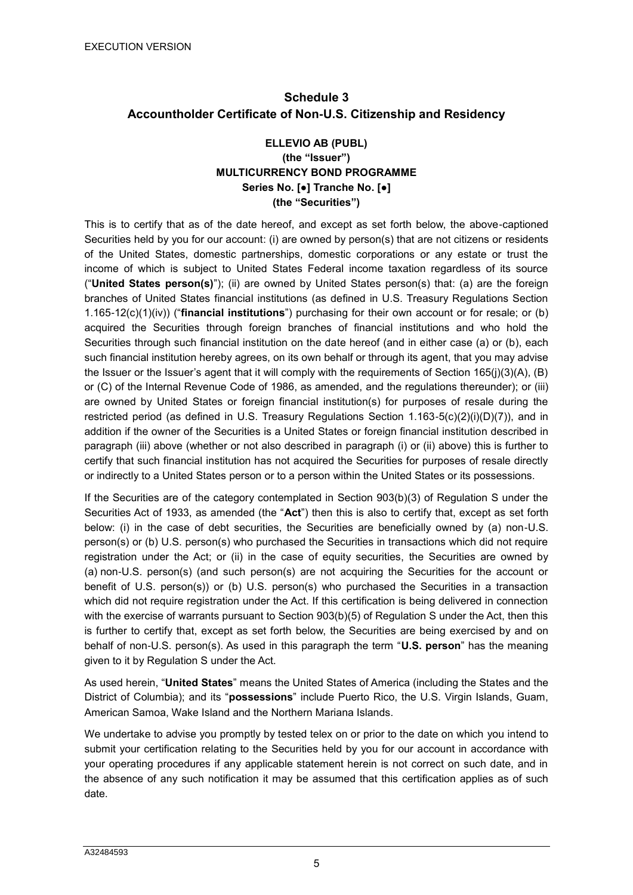## Schedule 3
## Accountholder Certificate of Non-U.S. Citizenship and Residency

**ELLEVIO AB (PUBL)**
**(the "Issuer")**
**MULTICURRENCY BOND PROGRAMME**
**Series No. [●] Tranche No. [●]**
**(the "Securities")**

This is to certify that as of the date hereof, and except as set forth below, the above-captioned Securities held by you for our account: (i) are owned by person(s) that are not citizens or residents of the United States, domestic partnerships, domestic corporations or any estate or trust the income of which is subject to United States Federal income taxation regardless of its source ("**United States person(s)**"); (ii) are owned by United States person(s) that: (a) are the foreign branches of United States financial institutions (as defined in U.S. Treasury Regulations Section 1.165-12(c)(1)(iv)) ("**financial institutions**") purchasing for their own account or for resale; or (b) acquired the Securities through foreign branches of financial institutions and who hold the Securities through such financial institution on the date hereof (and in either case (a) or (b), each such financial institution hereby agrees, on its own behalf or through its agent, that you may advise the Issuer or the Issuer's agent that it will comply with the requirements of Section 165(j)(3)(A), (B) or (C) of the Internal Revenue Code of 1986, as amended, and the regulations thereunder); or (iii) are owned by United States or foreign financial institution(s) for purposes of resale during the restricted period (as defined in U.S. Treasury Regulations Section 1.163-5(c)(2)(i)(D)(7)), and in addition if the owner of the Securities is a United States or foreign financial institution described in paragraph (iii) above (whether or not also described in paragraph (i) or (ii) above) this is further to certify that such financial institution has not acquired the Securities for purposes of resale directly or indirectly to a United States person or to a person within the United States or its possessions.

If the Securities are of the category contemplated in Section 903(b)(3) of Regulation S under the Securities Act of 1933, as amended (the "**Act**") then this is also to certify that, except as set forth below: (i) in the case of debt securities, the Securities are beneficially owned by (a) non-U.S. person(s) or (b) U.S. person(s) who purchased the Securities in transactions which did not require registration under the Act; or (ii) in the case of equity securities, the Securities are owned by (a) non-U.S. person(s) (and such person(s) are not acquiring the Securities for the account or benefit of U.S. person(s)) or (b) U.S. person(s) who purchased the Securities in a transaction which did not require registration under the Act. If this certification is being delivered in connection with the exercise of warrants pursuant to Section 903(b)(5) of Regulation S under the Act, then this is further to certify that, except as set forth below, the Securities are being exercised by and on behalf of non-U.S. person(s). As used in this paragraph the term "**U.S. person**" has the meaning given to it by Regulation S under the Act.

As used herein, "**United States**" means the United States of America (including the States and the District of Columbia); and its "**possessions**" include Puerto Rico, the U.S. Virgin Islands, Guam, American Samoa, Wake Island and the Northern Mariana Islands.

We undertake to advise you promptly by tested telex on or prior to the date on which you intend to submit your certification relating to the Securities held by you for our account in accordance with your operating procedures if any applicable statement herein is not correct on such date, and in the absence of any such notification it may be assumed that this certification applies as of such date.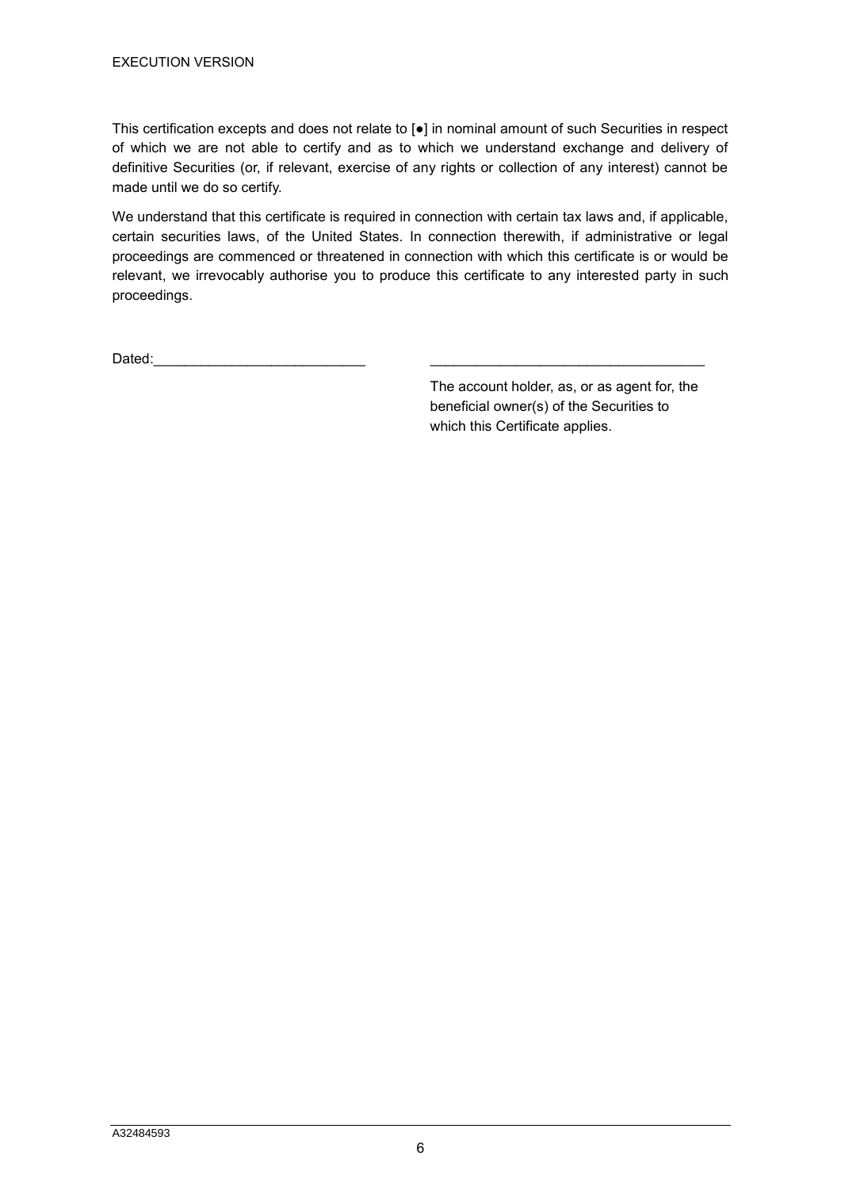This certification excepts and does not relate to [●] in nominal amount of such Securities in respect of which we are not able to certify and as to which we understand exchange and delivery of definitive Securities (or, if relevant, exercise of any rights or collection of any interest) cannot be made until we do so certify.

We understand that this certificate is required in connection with certain tax laws and, if applicable, certain securities laws, of the United States. In connection therewith, if administrative or legal proceedings are commenced or threatened in connection with which this certificate is or would be relevant, we irrevocably authorise you to produce this certificate to any interested party in such proceedings.

Dated:___________________________

___________________________________

The account holder, as, or as agent for, the beneficial owner(s) of the Securities to which this Certificate applies.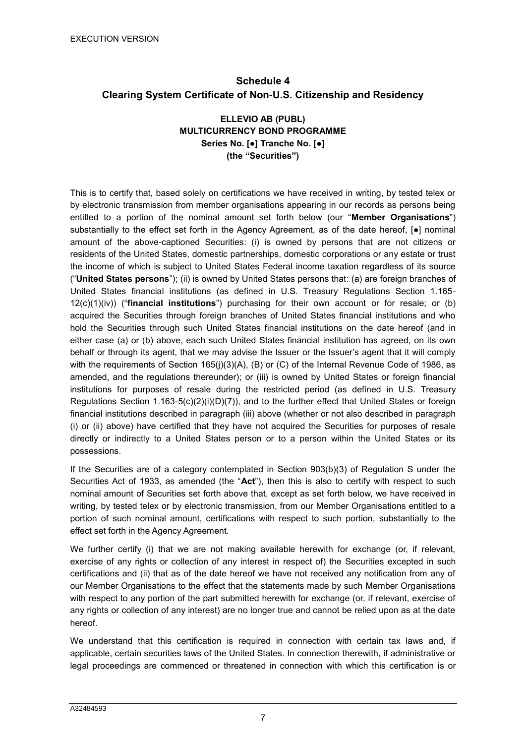# Schedule 4
## Clearing System Certificate of Non-U.S. Citizenship and Residency

**ELLEVIO AB (PUBL)**
**MULTICURRENCY BOND PROGRAMME**
**Series No. [●] Tranche No. [●]**
**(the "Securities")**

This is to certify that, based solely on certifications we have received in writing, by tested telex or by electronic transmission from member organisations appearing in our records as persons being entitled to a portion of the nominal amount set forth below (our "**Member Organisations**") substantially to the effect set forth in the Agency Agreement, as of the date hereof, [●] nominal amount of the above-captioned Securities: (i) is owned by persons that are not citizens or residents of the United States, domestic partnerships, domestic corporations or any estate or trust the income of which is subject to United States Federal income taxation regardless of its source ("**United States persons**"); (ii) is owned by United States persons that: (a) are foreign branches of United States financial institutions (as defined in U.S. Treasury Regulations Section 1.165-12(c)(1)(iv)) ("**financial institutions**") purchasing for their own account or for resale; or (b) acquired the Securities through foreign branches of United States financial institutions and who hold the Securities through such United States financial institutions on the date hereof (and in either case (a) or (b) above, each such United States financial institution has agreed, on its own behalf or through its agent, that we may advise the Issuer or the Issuer's agent that it will comply with the requirements of Section 165(j)(3)(A), (B) or (C) of the Internal Revenue Code of 1986, as amended, and the regulations thereunder); or (iii) is owned by United States or foreign financial institutions for purposes of resale during the restricted period (as defined in U.S. Treasury Regulations Section 1.163-5(c)(2)(i)(D)(7)), and to the further effect that United States or foreign financial institutions described in paragraph (iii) above (whether or not also described in paragraph (i) or (ii) above) have certified that they have not acquired the Securities for purposes of resale directly or indirectly to a United States person or to a person within the United States or its possessions.

If the Securities are of a category contemplated in Section 903(b)(3) of Regulation S under the Securities Act of 1933, as amended (the "**Act**"), then this is also to certify with respect to such nominal amount of Securities set forth above that, except as set forth below, we have received in writing, by tested telex or by electronic transmission, from our Member Organisations entitled to a portion of such nominal amount, certifications with respect to such portion, substantially to the effect set forth in the Agency Agreement.

We further certify (i) that we are not making available herewith for exchange (or, if relevant, exercise of any rights or collection of any interest in respect of) the Securities excepted in such certifications and (ii) that as of the date hereof we have not received any notification from any of our Member Organisations to the effect that the statements made by such Member Organisations with respect to any portion of the part submitted herewith for exchange (or, if relevant, exercise of any rights or collection of any interest) are no longer true and cannot be relied upon as at the date hereof.

We understand that this certification is required in connection with certain tax laws and, if applicable, certain securities laws of the United States. In connection therewith, if administrative or legal proceedings are commenced or threatened in connection with which this certification is or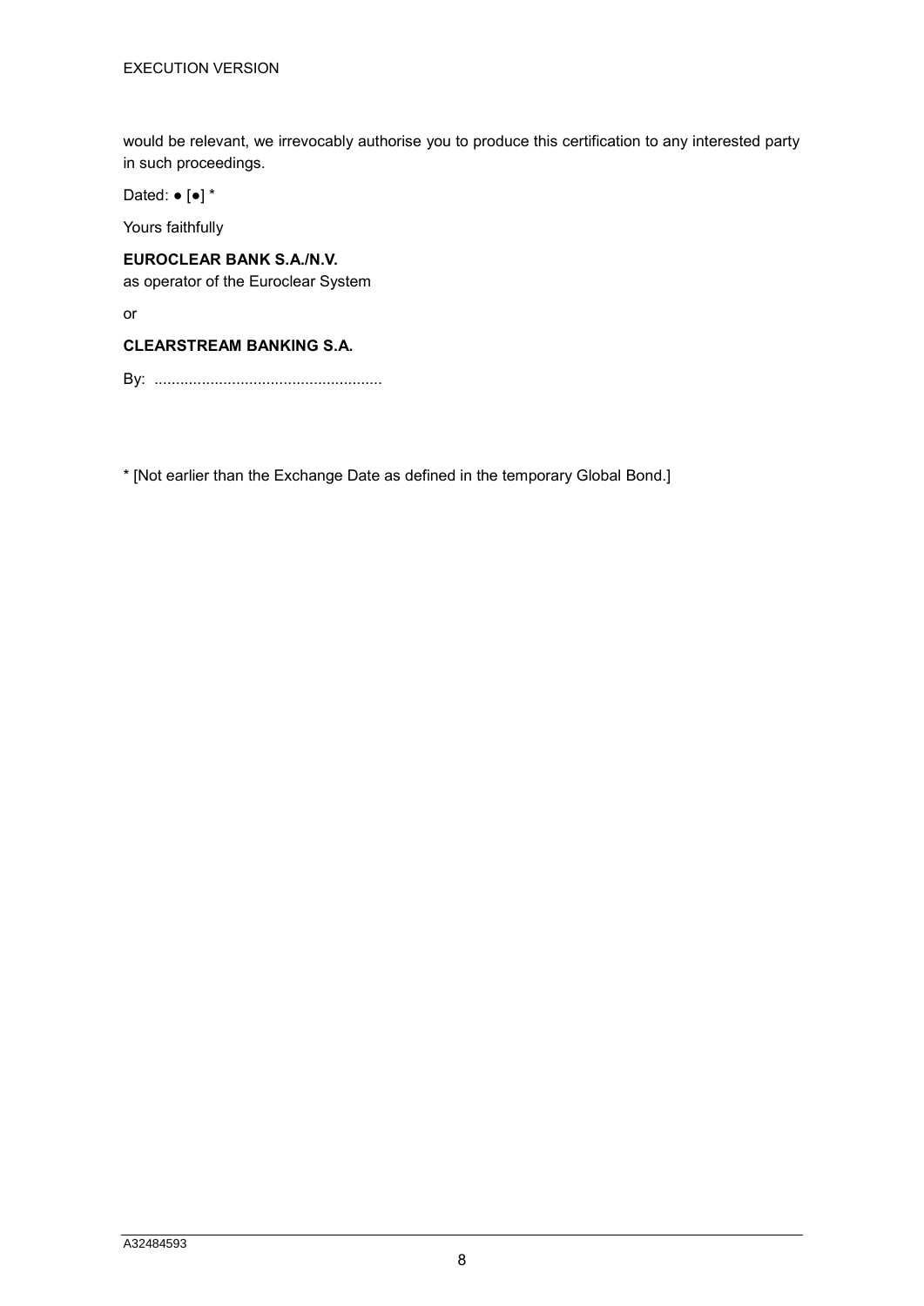would be relevant, we irrevocably authorise you to produce this certification to any interested party in such proceedings.

Dated: ● [●] *

Yours faithfully

**EUROCLEAR BANK S.A./N.V.**
as operator of the Euroclear System

or

**CLEARSTREAM BANKING S.A.**

By: ....................................................

* [Not earlier than the Exchange Date as defined in the temporary Global Bond.]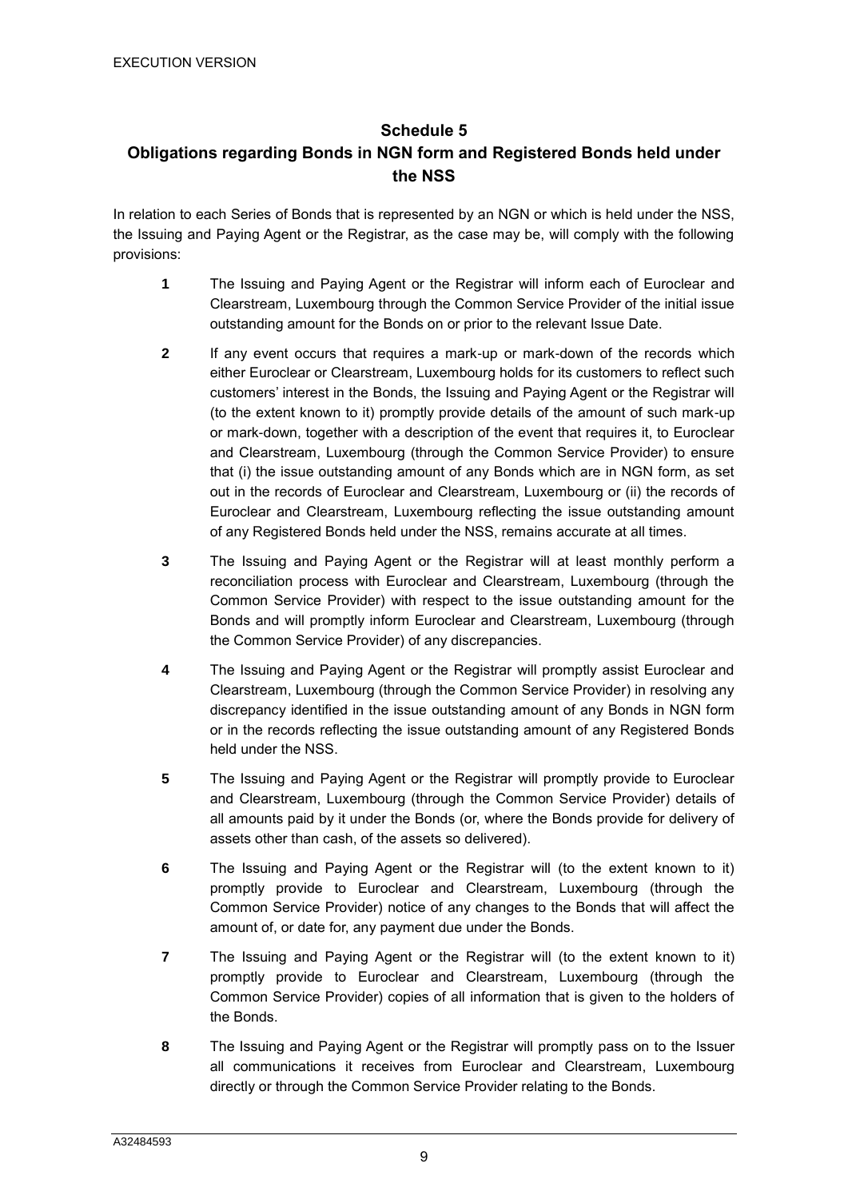## Schedule 5
## Obligations regarding Bonds in NGN form and Registered Bonds held under the NSS

In relation to each Series of Bonds that is represented by an NGN or which is held under the NSS, the Issuing and Paying Agent or the Registrar, as the case may be, will comply with the following provisions:

**1** The Issuing and Paying Agent or the Registrar will inform each of Euroclear and Clearstream, Luxembourg through the Common Service Provider of the initial issue outstanding amount for the Bonds on or prior to the relevant Issue Date.

**2** If any event occurs that requires a mark-up or mark-down of the records which either Euroclear or Clearstream, Luxembourg holds for its customers to reflect such customers' interest in the Bonds, the Issuing and Paying Agent or the Registrar will (to the extent known to it) promptly provide details of the amount of such mark-up or mark-down, together with a description of the event that requires it, to Euroclear and Clearstream, Luxembourg (through the Common Service Provider) to ensure that (i) the issue outstanding amount of any Bonds which are in NGN form, as set out in the records of Euroclear and Clearstream, Luxembourg or (ii) the records of Euroclear and Clearstream, Luxembourg reflecting the issue outstanding amount of any Registered Bonds held under the NSS, remains accurate at all times.

**3** The Issuing and Paying Agent or the Registrar will at least monthly perform a reconciliation process with Euroclear and Clearstream, Luxembourg (through the Common Service Provider) with respect to the issue outstanding amount for the Bonds and will promptly inform Euroclear and Clearstream, Luxembourg (through the Common Service Provider) of any discrepancies.

**4** The Issuing and Paying Agent or the Registrar will promptly assist Euroclear and Clearstream, Luxembourg (through the Common Service Provider) in resolving any discrepancy identified in the issue outstanding amount of any Bonds in NGN form or in the records reflecting the issue outstanding amount of any Registered Bonds held under the NSS.

**5** The Issuing and Paying Agent or the Registrar will promptly provide to Euroclear and Clearstream, Luxembourg (through the Common Service Provider) details of all amounts paid by it under the Bonds (or, where the Bonds provide for delivery of assets other than cash, of the assets so delivered).

**6** The Issuing and Paying Agent or the Registrar will (to the extent known to it) promptly provide to Euroclear and Clearstream, Luxembourg (through the Common Service Provider) notice of any changes to the Bonds that will affect the amount of, or date for, any payment due under the Bonds.

**7** The Issuing and Paying Agent or the Registrar will (to the extent known to it) promptly provide to Euroclear and Clearstream, Luxembourg (through the Common Service Provider) copies of all information that is given to the holders of the Bonds.

**8** The Issuing and Paying Agent or the Registrar will promptly pass on to the Issuer all communications it receives from Euroclear and Clearstream, Luxembourg directly or through the Common Service Provider relating to the Bonds.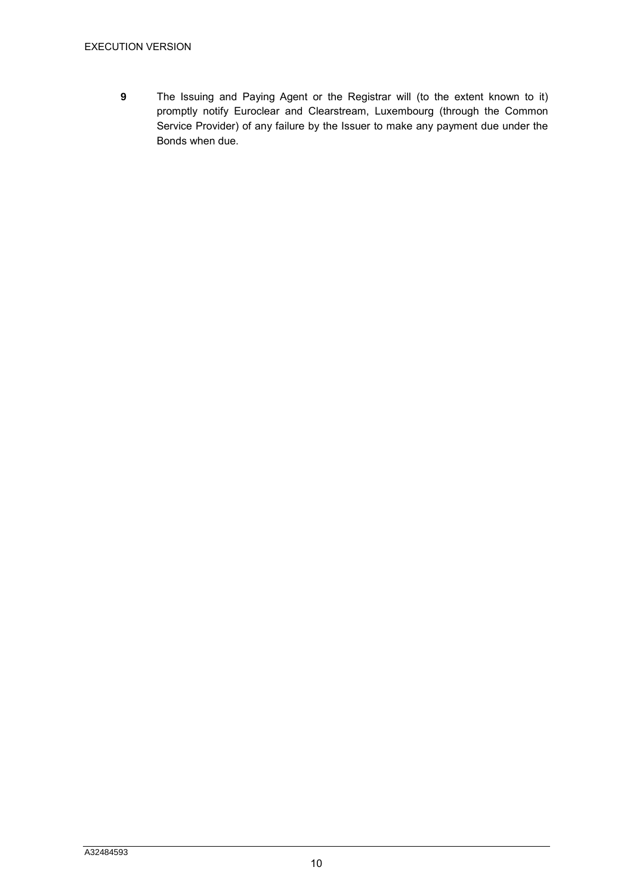**9** The Issuing and Paying Agent or the Registrar will (to the extent known to it) promptly notify Euroclear and Clearstream, Luxembourg (through the Common Service Provider) of any failure by the Issuer to make any payment due under the Bonds when due.